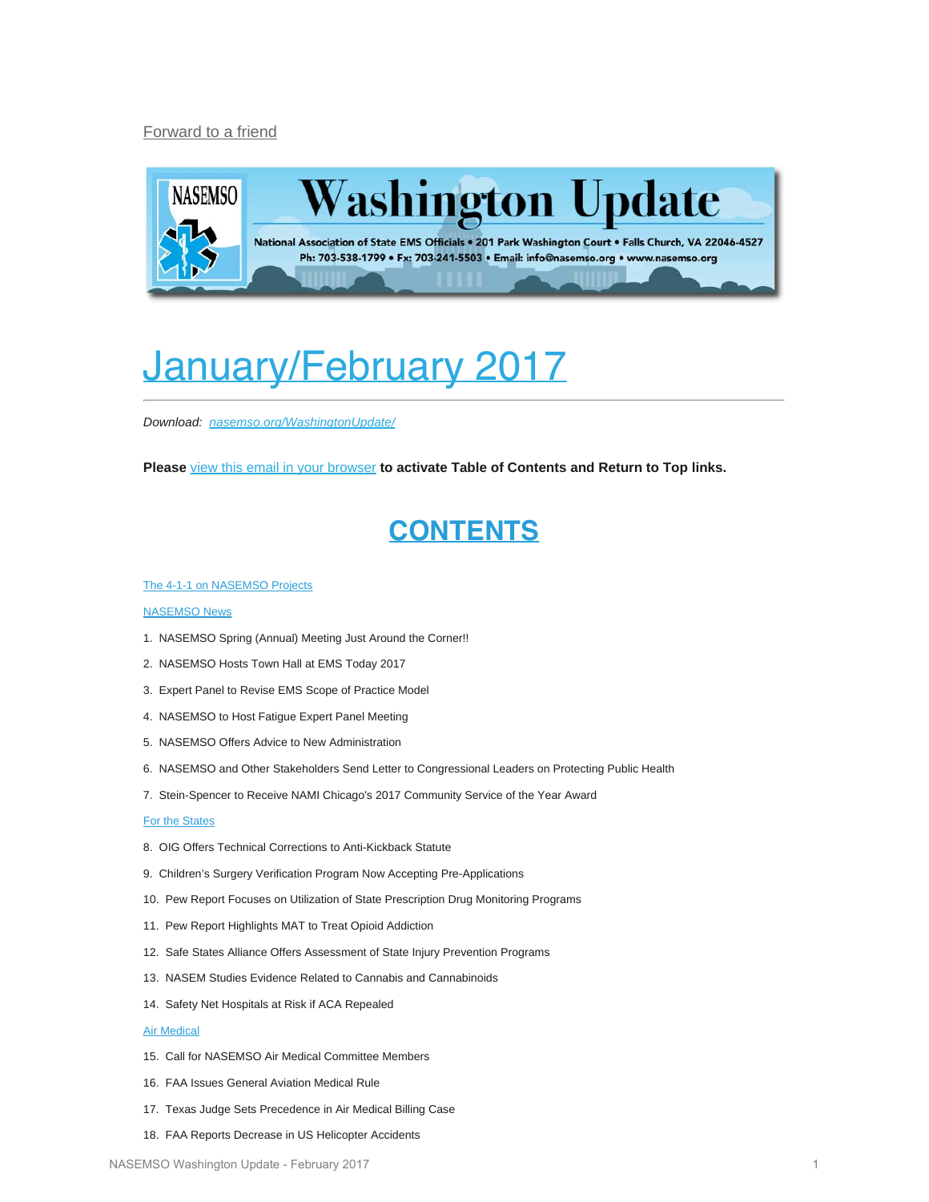Forward to a friend

# Washington Update

National Association of State EMS Officials • 201 Park Washington Court • Falls Church, VA 22046-4527
Ph: 703-538-1799 • Fx: 703-241-5503 • Email: info@nasemso.org • www.nasemso.org

# January/February 2017

*Download: nasemso.org/WashingtonUpdate/*

**Please view this email in your browser to activate Table of Contents and Return to Top links.**

## CONTENTS

The 4-1-1 on NASEMSO Projects

NASEMSO News

1. NASEMSO Spring (Annual) Meeting Just Around the Corner!!
2. NASEMSO Hosts Town Hall at EMS Today 2017
3. Expert Panel to Revise EMS Scope of Practice Model
4. NASEMSO to Host Fatigue Expert Panel Meeting
5. NASEMSO Offers Advice to New Administration
6. NASEMSO and Other Stakeholders Send Letter to Congressional Leaders on Protecting Public Health
7. Stein-Spencer to Receive NAMI Chicago's 2017 Community Service of the Year Award

For the States

8. OIG Offers Technical Corrections to Anti-Kickback Statute
9. Children's Surgery Verification Program Now Accepting Pre-Applications
10. Pew Report Focuses on Utilization of State Prescription Drug Monitoring Programs
11. Pew Report Highlights MAT to Treat Opioid Addiction
12. Safe States Alliance Offers Assessment of State Injury Prevention Programs
13. NASEM Studies Evidence Related to Cannabis and Cannabinoids
14. Safety Net Hospitals at Risk if ACA Repealed

Air Medical

15. Call for NASEMSO Air Medical Committee Members
16. FAA Issues General Aviation Medical Rule
17. Texas Judge Sets Precedence in Air Medical Billing Case
18. FAA Reports Decrease in US Helicopter Accidents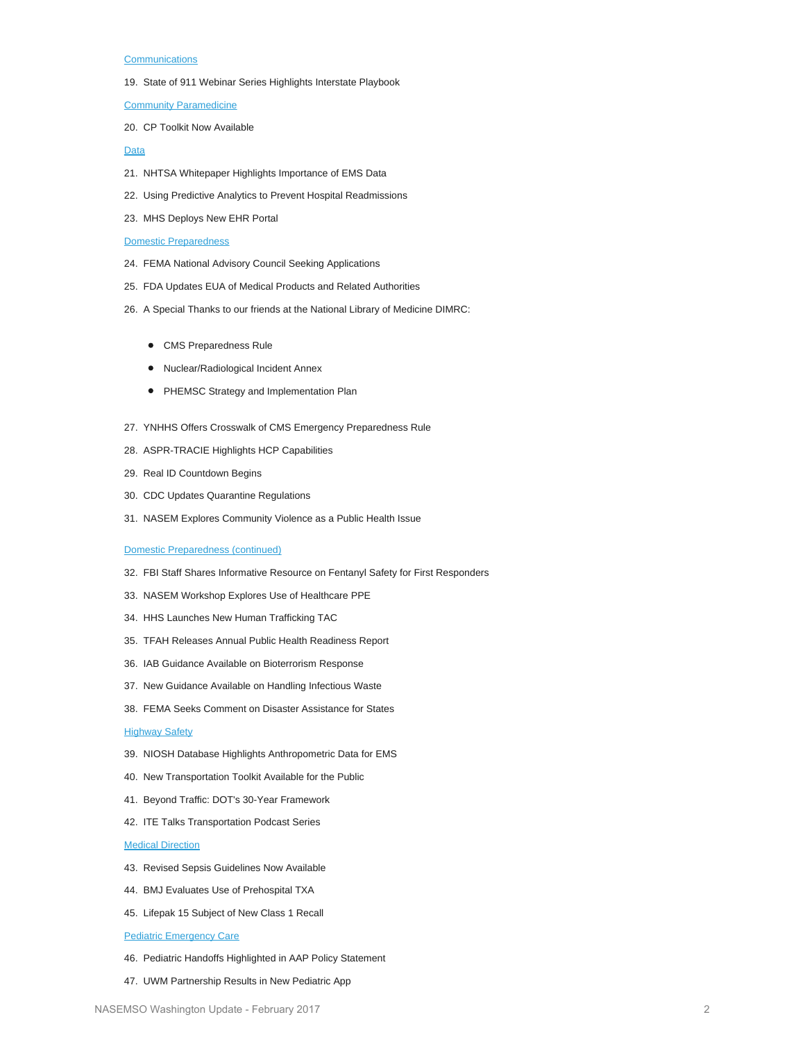[Communications](#)

19. State of 911 Webinar Series Highlights Interstate Playbook

[Community Paramedicine](#)

20. CP Toolkit Now Available

[Data](#)

21. NHTSA Whitepaper Highlights Importance of EMS Data
22. Using Predictive Analytics to Prevent Hospital Readmissions
23. MHS Deploys New EHR Portal

[Domestic Preparedness](#)

24. FEMA National Advisory Council Seeking Applications
25. FDA Updates EUA of Medical Products and Related Authorities
26. A Special Thanks to our friends at the National Library of Medicine DIMRC:
    - CMS Preparedness Rule
    - Nuclear/Radiological Incident Annex
    - PHEMSC Strategy and Implementation Plan
27. YNHHS Offers Crosswalk of CMS Emergency Preparedness Rule
28. ASPR-TRACIE Highlights HCP Capabilities
29. Real ID Countdown Begins
30. CDC Updates Quarantine Regulations
31. NASEM Explores Community Violence as a Public Health Issue

[Domestic Preparedness (continued)](#)

32. FBI Staff Shares Informative Resource on Fentanyl Safety for First Responders
33. NASEM Workshop Explores Use of Healthcare PPE
34. HHS Launches New Human Trafficking TAC
35. TFAH Releases Annual Public Health Readiness Report
36. IAB Guidance Available on Bioterrorism Response
37. New Guidance Available on Handling Infectious Waste
38. FEMA Seeks Comment on Disaster Assistance for States

[Highway Safety](#)

39. NIOSH Database Highlights Anthropometric Data for EMS
40. New Transportation Toolkit Available for the Public
41. Beyond Traffic: DOT's 30-Year Framework
42. ITE Talks Transportation Podcast Series

[Medical Direction](#)

43. Revised Sepsis Guidelines Now Available
44. BMJ Evaluates Use of Prehospital TXA
45. Lifepak 15 Subject of New Class 1 Recall

[Pediatric Emergency Care](#)

46. Pediatric Handoffs Highlighted in AAP Policy Statement
47. UWM Partnership Results in New Pediatric App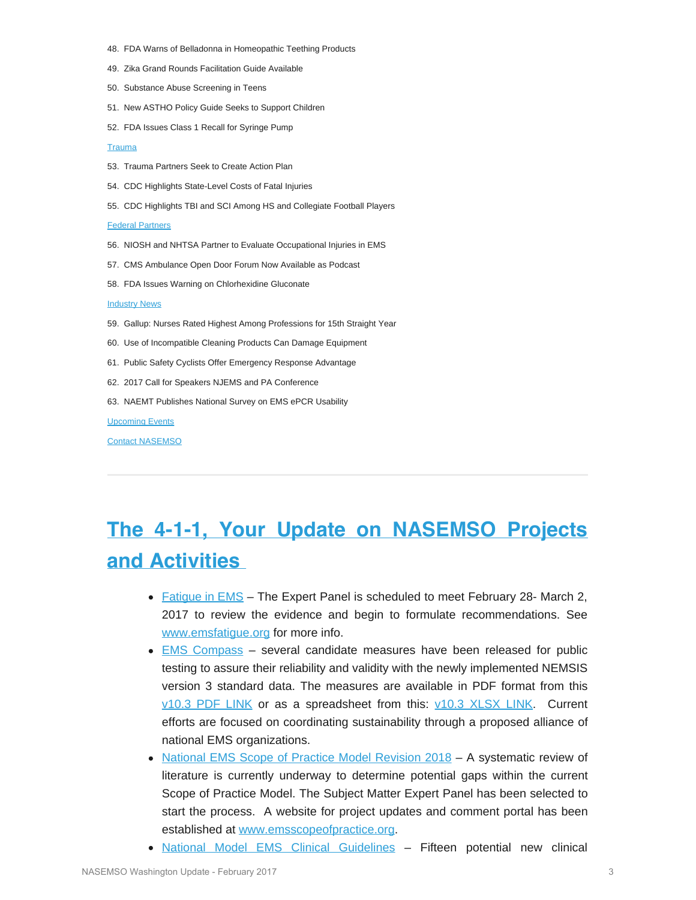48. FDA Warns of Belladonna in Homeopathic Teething Products
49. Zika Grand Rounds Facilitation Guide Available
50. Substance Abuse Screening in Teens
51. New ASTHO Policy Guide Seeks to Support Children
52. FDA Issues Class 1 Recall for Syringe Pump

Trauma

53. Trauma Partners Seek to Create Action Plan
54. CDC Highlights State-Level Costs of Fatal Injuries
55. CDC Highlights TBI and SCI Among HS and Collegiate Football Players

Federal Partners

56. NIOSH and NHTSA Partner to Evaluate Occupational Injuries in EMS
57. CMS Ambulance Open Door Forum Now Available as Podcast
58. FDA Issues Warning on Chlorhexidine Gluconate

Industry News

59. Gallup: Nurses Rated Highest Among Professions for 15th Straight Year
60. Use of Incompatible Cleaning Products Can Damage Equipment
61. Public Safety Cyclists Offer Emergency Response Advantage
62. 2017 Call for Speakers NJEMS and PA Conference
63. NAEMT Publishes National Survey on EMS ePCR Usability

Upcoming Events

Contact NASEMSO

---

# The 4-1-1, Your Update on NASEMSO Projects and Activities

- Fatigue in EMS – The Expert Panel is scheduled to meet February 28- March 2, 2017 to review the evidence and begin to formulate recommendations. See www.emsfatigue.org for more info.
- EMS Compass – several candidate measures have been released for public testing to assure their reliability and validity with the newly implemented NEMSIS version 3 standard data. The measures are available in PDF format from this v10.3 PDF LINK or as a spreadsheet from this: v10.3 XLSX LINK. Current efforts are focused on coordinating sustainability through a proposed alliance of national EMS organizations.
- National EMS Scope of Practice Model Revision 2018 – A systematic review of literature is currently underway to determine potential gaps within the current Scope of Practice Model. The Subject Matter Expert Panel has been selected to start the process. A website for project updates and comment portal has been established at www.emsscopeofpractice.org.
- National Model EMS Clinical Guidelines – Fifteen potential new clinical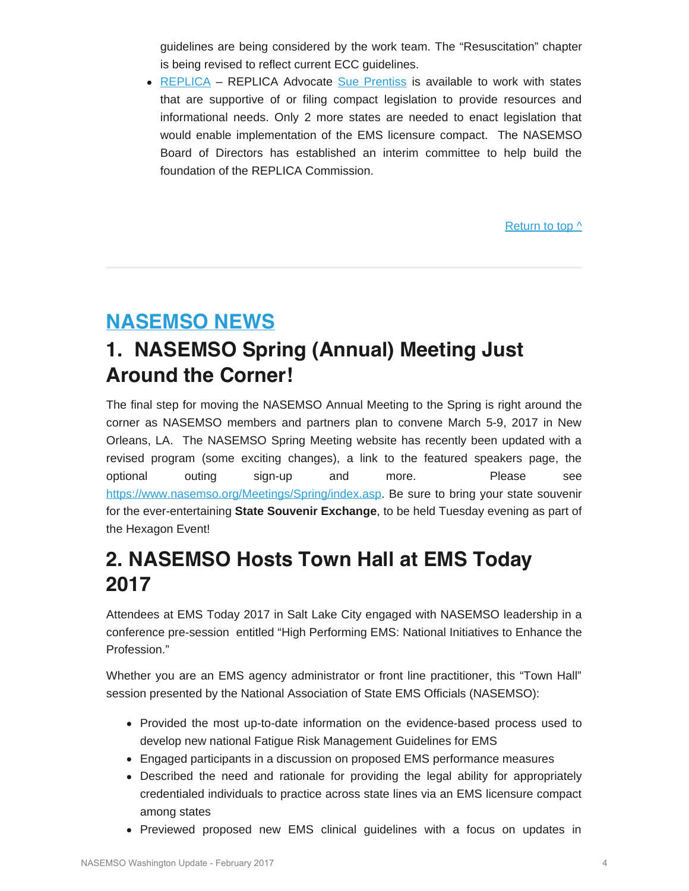guidelines are being considered by the work team. The "Resuscitation" chapter is being revised to reflect current ECC guidelines.

- REPLICA – REPLICA Advocate Sue Prentiss is available to work with states that are supportive of or filing compact legislation to provide resources and informational needs. Only 2 more states are needed to enact legislation that would enable implementation of the EMS licensure compact. The NASEMSO Board of Directors has established an interim committee to help build the foundation of the REPLICA Commission.

Return to top ^

---

# NASEMSO NEWS

## 1. NASEMSO Spring (Annual) Meeting Just Around the Corner!

The final step for moving the NASEMSO Annual Meeting to the Spring is right around the corner as NASEMSO members and partners plan to convene March 5-9, 2017 in New Orleans, LA. The NASEMSO Spring Meeting website has recently been updated with a revised program (some exciting changes), a link to the featured speakers page, the optional outing sign-up and more. Please see https://www.nasemso.org/Meetings/Spring/index.asp. Be sure to bring your state souvenir for the ever-entertaining **State Souvenir Exchange**, to be held Tuesday evening as part of the Hexagon Event!

## 2. NASEMSO Hosts Town Hall at EMS Today 2017

Attendees at EMS Today 2017 in Salt Lake City engaged with NASEMSO leadership in a conference pre-session entitled "High Performing EMS: National Initiatives to Enhance the Profession."

Whether you are an EMS agency administrator or front line practitioner, this "Town Hall" session presented by the National Association of State EMS Officials (NASEMSO):

- Provided the most up-to-date information on the evidence-based process used to develop new national Fatigue Risk Management Guidelines for EMS
- Engaged participants in a discussion on proposed EMS performance measures
- Described the need and rationale for providing the legal ability for appropriately credentialed individuals to practice across state lines via an EMS licensure compact among states
- Previewed proposed new EMS clinical guidelines with a focus on updates in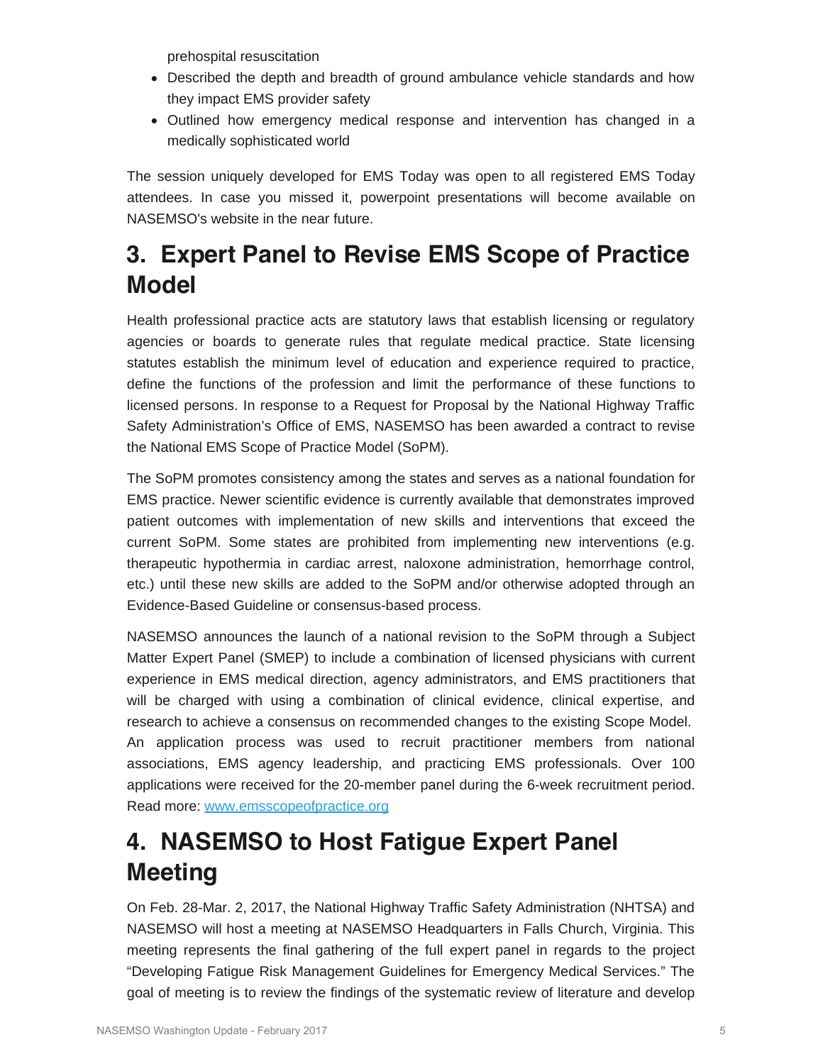prehospital resuscitation

- Described the depth and breadth of ground ambulance vehicle standards and how they impact EMS provider safety
- Outlined how emergency medical response and intervention has changed in a medically sophisticated world

The session uniquely developed for EMS Today was open to all registered EMS Today attendees. In case you missed it, powerpoint presentations will become available on NASEMSO's website in the near future.

## 3. Expert Panel to Revise EMS Scope of Practice Model

Health professional practice acts are statutory laws that establish licensing or regulatory agencies or boards to generate rules that regulate medical practice. State licensing statutes establish the minimum level of education and experience required to practice, define the functions of the profession and limit the performance of these functions to licensed persons. In response to a Request for Proposal by the National Highway Traffic Safety Administration's Office of EMS, NASEMSO has been awarded a contract to revise the National EMS Scope of Practice Model (SoPM).

The SoPM promotes consistency among the states and serves as a national foundation for EMS practice. Newer scientific evidence is currently available that demonstrates improved patient outcomes with implementation of new skills and interventions that exceed the current SoPM. Some states are prohibited from implementing new interventions (e.g. therapeutic hypothermia in cardiac arrest, naloxone administration, hemorrhage control, etc.) until these new skills are added to the SoPM and/or otherwise adopted through an Evidence-Based Guideline or consensus-based process.

NASEMSO announces the launch of a national revision to the SoPM through a Subject Matter Expert Panel (SMEP) to include a combination of licensed physicians with current experience in EMS medical direction, agency administrators, and EMS practitioners that will be charged with using a combination of clinical evidence, clinical expertise, and research to achieve a consensus on recommended changes to the existing Scope Model. An application process was used to recruit practitioner members from national associations, EMS agency leadership, and practicing EMS professionals. Over 100 applications were received for the 20-member panel during the 6-week recruitment period. Read more: [www.emsscopeofpractice.org](www.emsscopeofpractice.org)

## 4. NASEMSO to Host Fatigue Expert Panel Meeting

On Feb. 28-Mar. 2, 2017, the National Highway Traffic Safety Administration (NHTSA) and NASEMSO will host a meeting at NASEMSO Headquarters in Falls Church, Virginia. This meeting represents the final gathering of the full expert panel in regards to the project "Developing Fatigue Risk Management Guidelines for Emergency Medical Services." The goal of meeting is to review the findings of the systematic review of literature and develop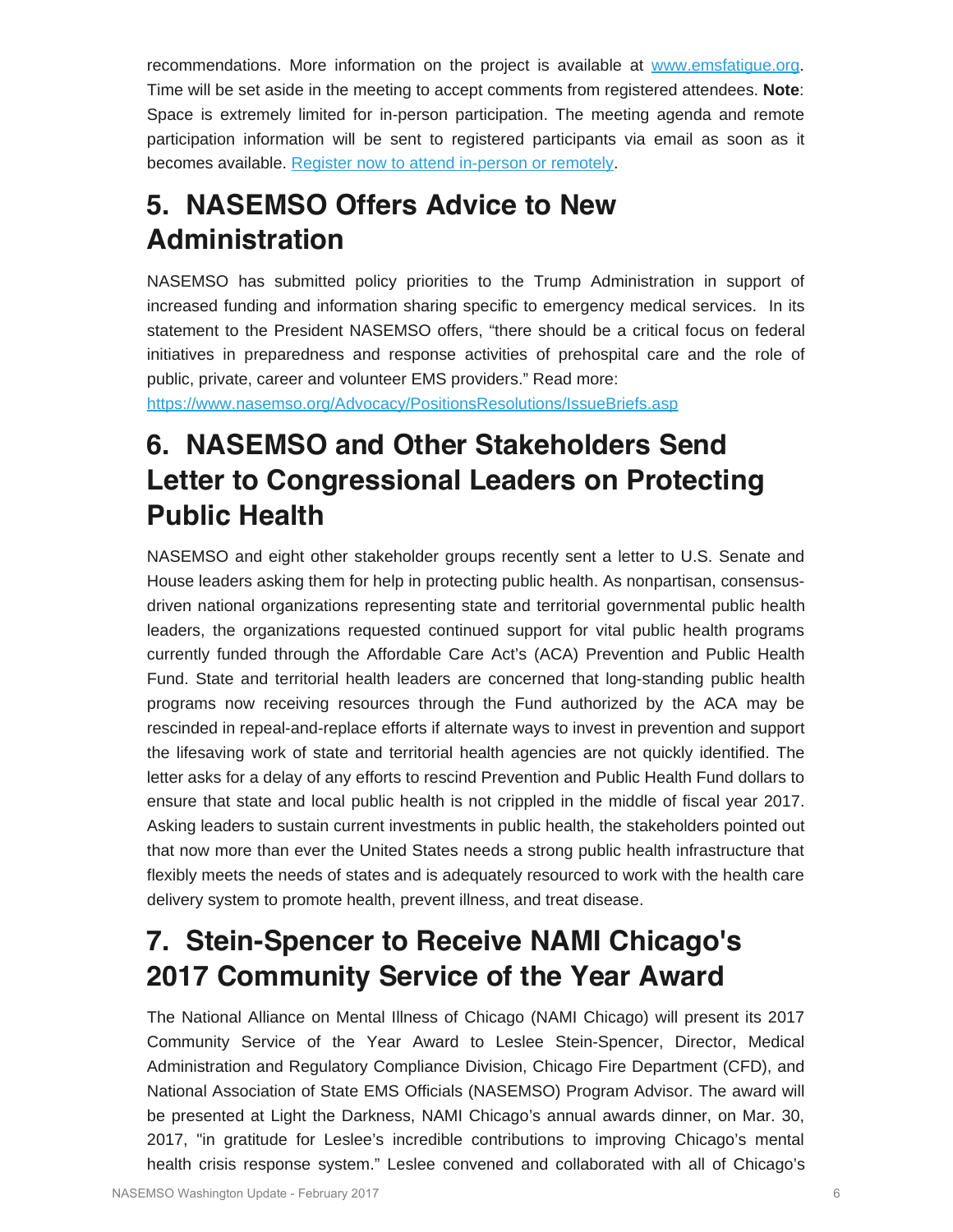recommendations. More information on the project is available at [www.emsfatigue.org](http://www.emsfatigue.org). Time will be set aside in the meeting to accept comments from registered attendees. **Note**: Space is extremely limited for in-person participation. The meeting agenda and remote participation information will be sent to registered participants via email as soon as it becomes available. [Register now to attend in-person or remotely](#).

# 5. NASEMSO Offers Advice to New Administration

NASEMSO has submitted policy priorities to the Trump Administration in support of increased funding and information sharing specific to emergency medical services. In its statement to the President NASEMSO offers, "there should be a critical focus on federal initiatives in preparedness and response activities of prehospital care and the role of public, private, career and volunteer EMS providers." Read more:
[https://www.nasemso.org/Advocacy/PositionsResolutions/IssueBriefs.asp](https://www.nasemso.org/Advocacy/PositionsResolutions/IssueBriefs.asp)

# 6. NASEMSO and Other Stakeholders Send Letter to Congressional Leaders on Protecting Public Health

NASEMSO and eight other stakeholder groups recently sent a letter to U.S. Senate and House leaders asking them for help in protecting public health. As nonpartisan, consensus-driven national organizations representing state and territorial governmental public health leaders, the organizations requested continued support for vital public health programs currently funded through the Affordable Care Act's (ACA) Prevention and Public Health Fund. State and territorial health leaders are concerned that long-standing public health programs now receiving resources through the Fund authorized by the ACA may be rescinded in repeal-and-replace efforts if alternate ways to invest in prevention and support the lifesaving work of state and territorial health agencies are not quickly identified. The letter asks for a delay of any efforts to rescind Prevention and Public Health Fund dollars to ensure that state and local public health is not crippled in the middle of fiscal year 2017. Asking leaders to sustain current investments in public health, the stakeholders pointed out that now more than ever the United States needs a strong public health infrastructure that flexibly meets the needs of states and is adequately resourced to work with the health care delivery system to promote health, prevent illness, and treat disease.

# 7. Stein-Spencer to Receive NAMI Chicago's 2017 Community Service of the Year Award

The National Alliance on Mental Illness of Chicago (NAMI Chicago) will present its 2017 Community Service of the Year Award to Leslee Stein-Spencer, Director, Medical Administration and Regulatory Compliance Division, Chicago Fire Department (CFD), and National Association of State EMS Officials (NASEMSO) Program Advisor. The award will be presented at Light the Darkness, NAMI Chicago's annual awards dinner, on Mar. 30, 2017, "in gratitude for Leslee's incredible contributions to improving Chicago's mental health crisis response system." Leslee convened and collaborated with all of Chicago's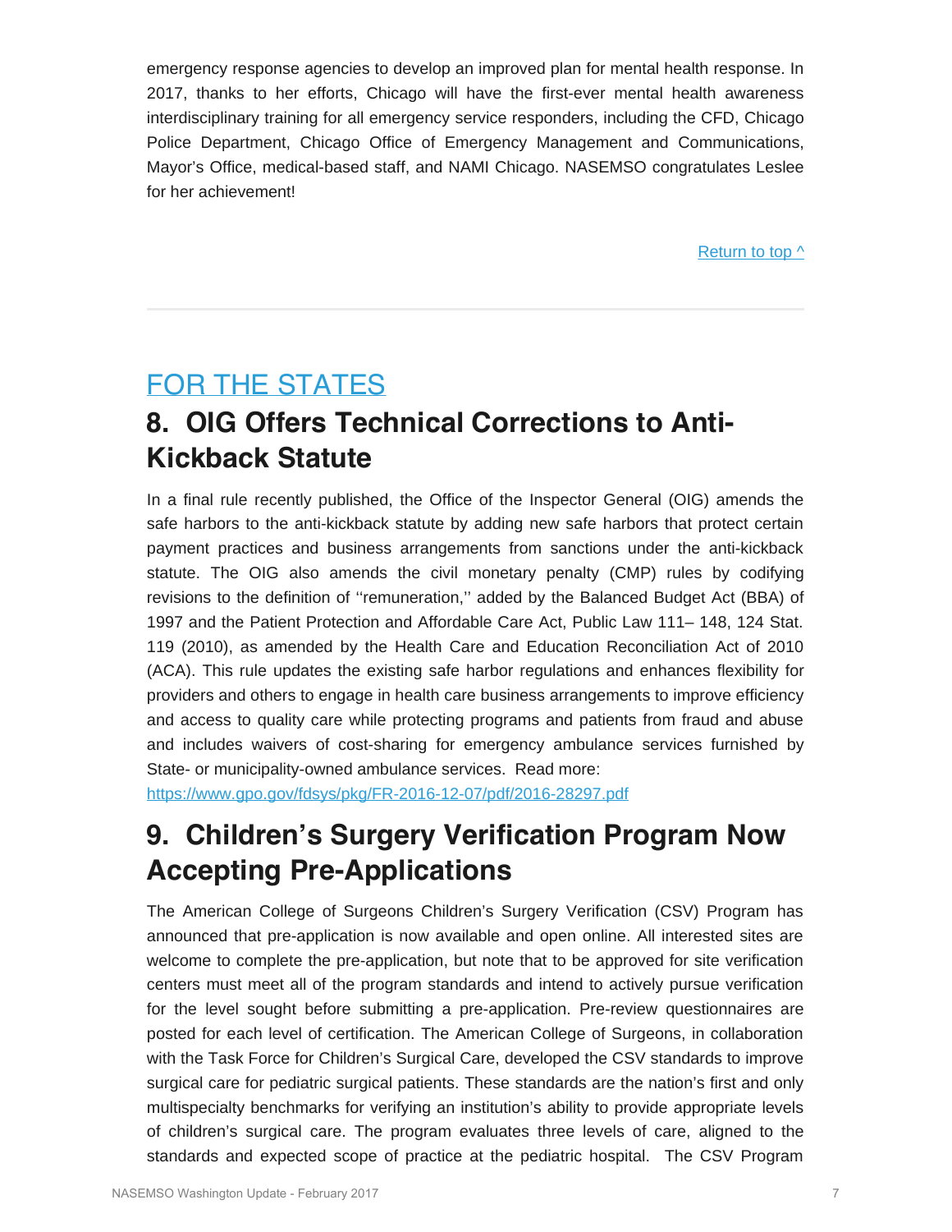emergency response agencies to develop an improved plan for mental health response. In 2017, thanks to her efforts, Chicago will have the first-ever mental health awareness interdisciplinary training for all emergency service responders, including the CFD, Chicago Police Department, Chicago Office of Emergency Management and Communications, Mayor's Office, medical-based staff, and NAMI Chicago. NASEMSO congratulates Leslee for her achievement!

Return to top ^

---

# FOR THE STATES

## 8. OIG Offers Technical Corrections to Anti-Kickback Statute

In a final rule recently published, the Office of the Inspector General (OIG) amends the safe harbors to the anti-kickback statute by adding new safe harbors that protect certain payment practices and business arrangements from sanctions under the anti-kickback statute. The OIG also amends the civil monetary penalty (CMP) rules by codifying revisions to the definition of ''remuneration,'' added by the Balanced Budget Act (BBA) of 1997 and the Patient Protection and Affordable Care Act, Public Law 111– 148, 124 Stat. 119 (2010), as amended by the Health Care and Education Reconciliation Act of 2010 (ACA). This rule updates the existing safe harbor regulations and enhances flexibility for providers and others to engage in health care business arrangements to improve efficiency and access to quality care while protecting programs and patients from fraud and abuse and includes waivers of cost-sharing for emergency ambulance services furnished by State- or municipality-owned ambulance services. Read more:
https://www.gpo.gov/fdsys/pkg/FR-2016-12-07/pdf/2016-28297.pdf

## 9. Children's Surgery Verification Program Now Accepting Pre-Applications

The American College of Surgeons Children's Surgery Verification (CSV) Program has announced that pre-application is now available and open online. All interested sites are welcome to complete the pre-application, but note that to be approved for site verification centers must meet all of the program standards and intend to actively pursue verification for the level sought before submitting a pre-application. Pre-review questionnaires are posted for each level of certification. The American College of Surgeons, in collaboration with the Task Force for Children's Surgical Care, developed the CSV standards to improve surgical care for pediatric surgical patients. These standards are the nation's first and only multispecialty benchmarks for verifying an institution's ability to provide appropriate levels of children's surgical care. The program evaluates three levels of care, aligned to the standards and expected scope of practice at the pediatric hospital. The CSV Program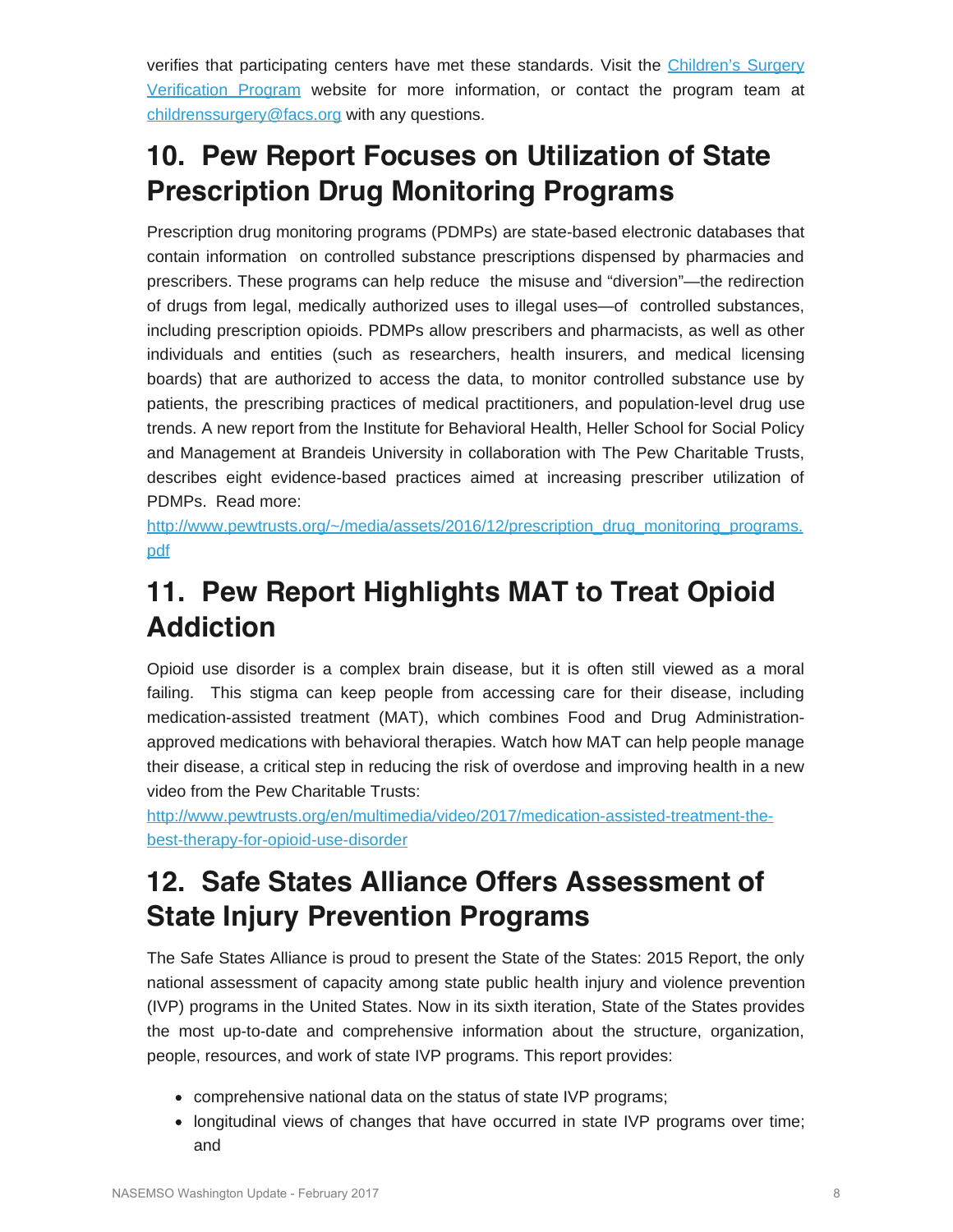verifies that participating centers have met these standards. Visit the [Children's Surgery Verification Program](#) website for more information, or contact the program team at [childrenssurgery@facs.org](mailto:childrenssurgery@facs.org) with any questions.

## 10. Pew Report Focuses on Utilization of State Prescription Drug Monitoring Programs

Prescription drug monitoring programs (PDMPs) are state-based electronic databases that contain information on controlled substance prescriptions dispensed by pharmacies and prescribers. These programs can help reduce the misuse and "diversion"—the redirection of drugs from legal, medically authorized uses to illegal uses—of controlled substances, including prescription opioids. PDMPs allow prescribers and pharmacists, as well as other individuals and entities (such as researchers, health insurers, and medical licensing boards) that are authorized to access the data, to monitor controlled substance use by patients, the prescribing practices of medical practitioners, and population-level drug use trends. A new report from the Institute for Behavioral Health, Heller School for Social Policy and Management at Brandeis University in collaboration with The Pew Charitable Trusts, describes eight evidence-based practices aimed at increasing prescriber utilization of PDMPs. Read more:
[http://www.pewtrusts.org/~/media/assets/2016/12/prescription_drug_monitoring_programs.pdf](http://www.pewtrusts.org/~/media/assets/2016/12/prescription_drug_monitoring_programs.pdf)

## 11. Pew Report Highlights MAT to Treat Opioid Addiction

Opioid use disorder is a complex brain disease, but it is often still viewed as a moral failing. This stigma can keep people from accessing care for their disease, including medication-assisted treatment (MAT), which combines Food and Drug Administration-approved medications with behavioral therapies. Watch how MAT can help people manage their disease, a critical step in reducing the risk of overdose and improving health in a new video from the Pew Charitable Trusts:
[http://www.pewtrusts.org/en/multimedia/video/2017/medication-assisted-treatment-the-best-therapy-for-opioid-use-disorder](http://www.pewtrusts.org/en/multimedia/video/2017/medication-assisted-treatment-the-best-therapy-for-opioid-use-disorder)

## 12. Safe States Alliance Offers Assessment of State Injury Prevention Programs

The Safe States Alliance is proud to present the State of the States: 2015 Report, the only national assessment of capacity among state public health injury and violence prevention (IVP) programs in the United States. Now in its sixth iteration, State of the States provides the most up-to-date and comprehensive information about the structure, organization, people, resources, and work of state IVP programs. This report provides:

- comprehensive national data on the status of state IVP programs;
- longitudinal views of changes that have occurred in state IVP programs over time; and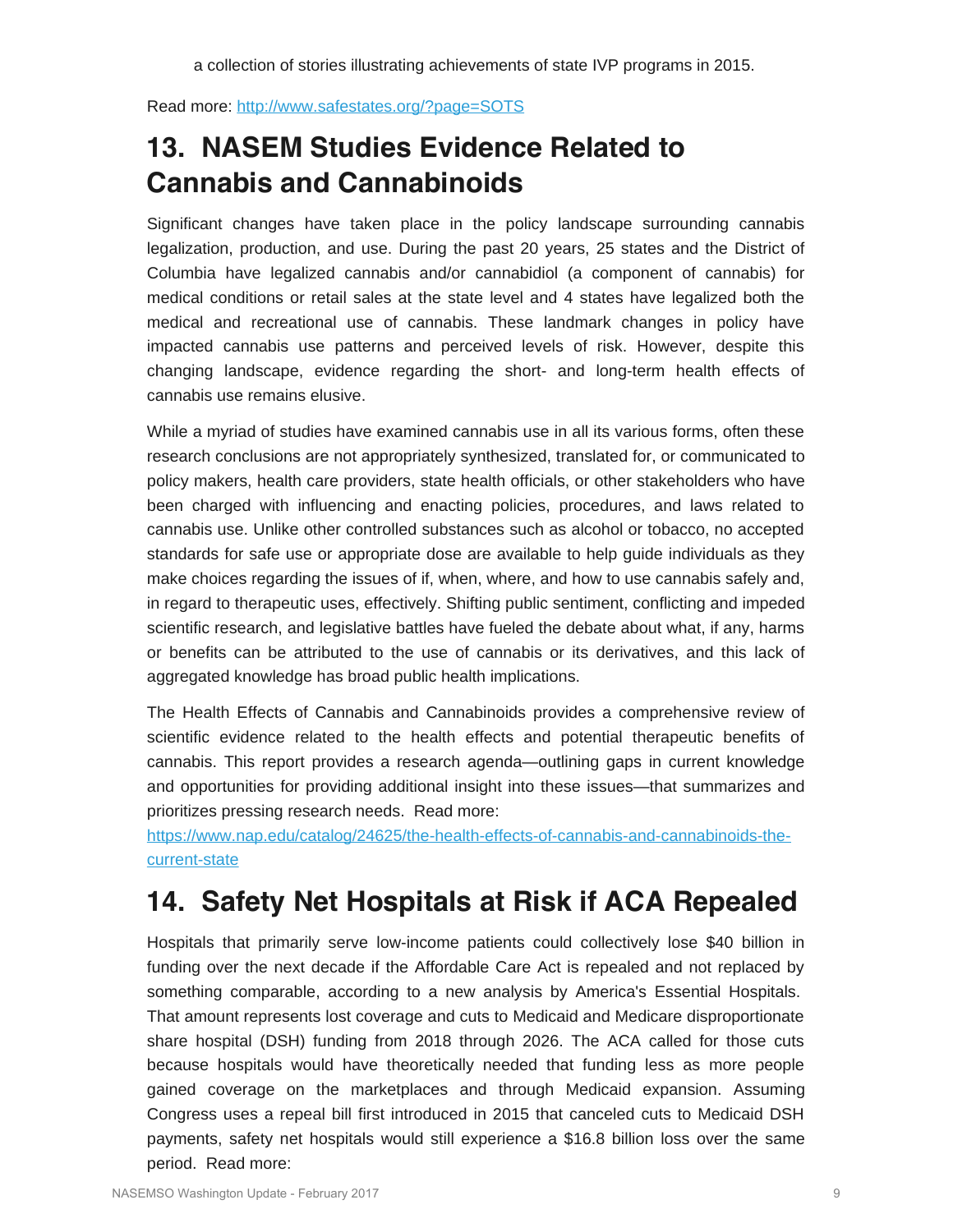a collection of stories illustrating achievements of state IVP programs in 2015.

Read more: http://www.safestates.org/?page=SOTS

## 13. NASEM Studies Evidence Related to Cannabis and Cannabinoids

Significant changes have taken place in the policy landscape surrounding cannabis legalization, production, and use. During the past 20 years, 25 states and the District of Columbia have legalized cannabis and/or cannabidiol (a component of cannabis) for medical conditions or retail sales at the state level and 4 states have legalized both the medical and recreational use of cannabis. These landmark changes in policy have impacted cannabis use patterns and perceived levels of risk. However, despite this changing landscape, evidence regarding the short- and long-term health effects of cannabis use remains elusive.

While a myriad of studies have examined cannabis use in all its various forms, often these research conclusions are not appropriately synthesized, translated for, or communicated to policy makers, health care providers, state health officials, or other stakeholders who have been charged with influencing and enacting policies, procedures, and laws related to cannabis use. Unlike other controlled substances such as alcohol or tobacco, no accepted standards for safe use or appropriate dose are available to help guide individuals as they make choices regarding the issues of if, when, where, and how to use cannabis safely and, in regard to therapeutic uses, effectively. Shifting public sentiment, conflicting and impeded scientific research, and legislative battles have fueled the debate about what, if any, harms or benefits can be attributed to the use of cannabis or its derivatives, and this lack of aggregated knowledge has broad public health implications.

The Health Effects of Cannabis and Cannabinoids provides a comprehensive review of scientific evidence related to the health effects and potential therapeutic benefits of cannabis. This report provides a research agenda—outlining gaps in current knowledge and opportunities for providing additional insight into these issues—that summarizes and prioritizes pressing research needs. Read more: https://www.nap.edu/catalog/24625/the-health-effects-of-cannabis-and-cannabinoids-the-current-state

## 14. Safety Net Hospitals at Risk if ACA Repealed

Hospitals that primarily serve low-income patients could collectively lose $40 billion in funding over the next decade if the Affordable Care Act is repealed and not replaced by something comparable, according to a new analysis by America's Essential Hospitals. That amount represents lost coverage and cuts to Medicaid and Medicare disproportionate share hospital (DSH) funding from 2018 through 2026. The ACA called for those cuts because hospitals would have theoretically needed that funding less as more people gained coverage on the marketplaces and through Medicaid expansion. Assuming Congress uses a repeal bill first introduced in 2015 that canceled cuts to Medicaid DSH payments, safety net hospitals would still experience a $16.8 billion loss over the same period. Read more: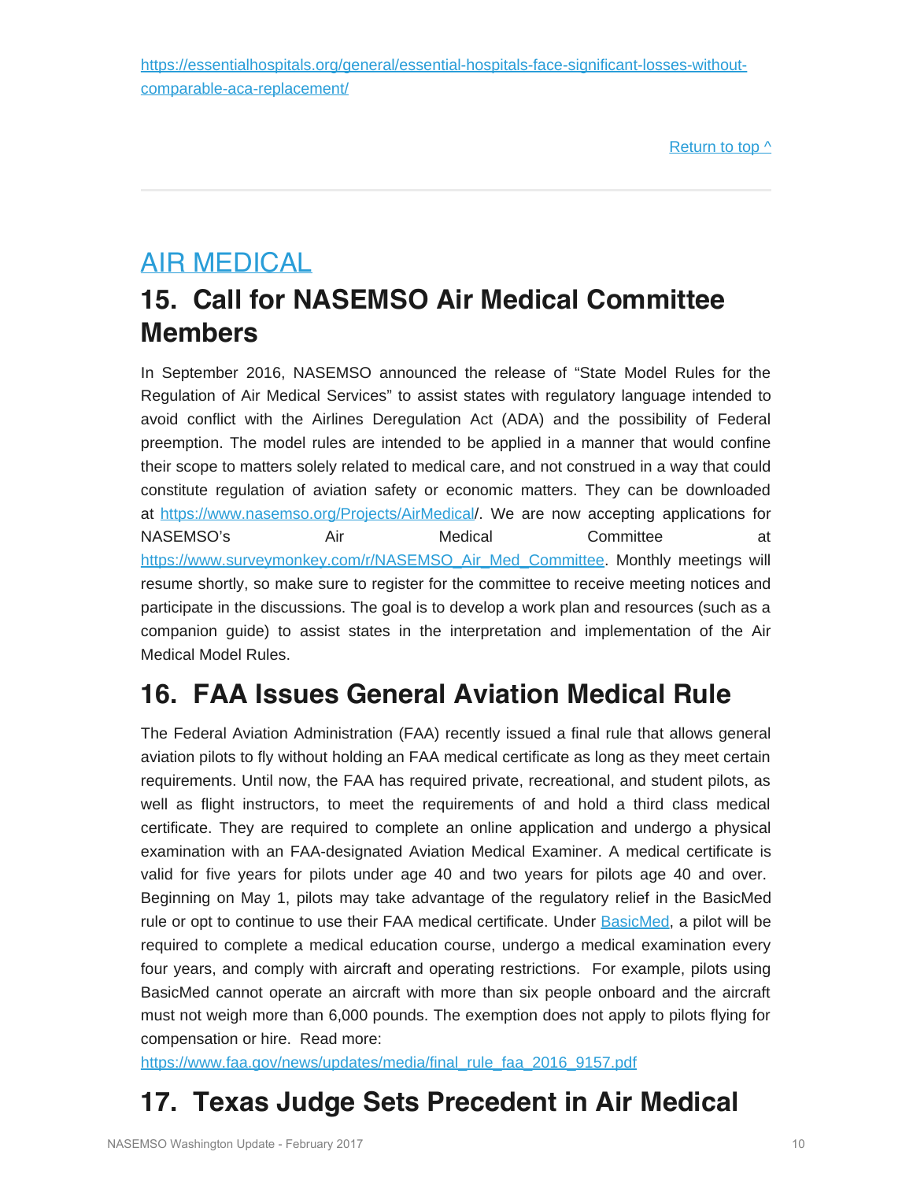https://essentialhospitals.org/general/essential-hospitals-face-significant-losses-without-comparable-aca-replacement/

Return to top ^

## AIR MEDICAL

## 15. Call for NASEMSO Air Medical Committee Members

In September 2016, NASEMSO announced the release of "State Model Rules for the Regulation of Air Medical Services" to assist states with regulatory language intended to avoid conflict with the Airlines Deregulation Act (ADA) and the possibility of Federal preemption. The model rules are intended to be applied in a manner that would confine their scope to matters solely related to medical care, and not construed in a way that could constitute regulation of aviation safety or economic matters. They can be downloaded at https://www.nasemso.org/Projects/AirMedical/. We are now accepting applications for NASEMSO's Air Medical Committee at https://www.surveymonkey.com/r/NASEMSO_Air_Med_Committee. Monthly meetings will resume shortly, so make sure to register for the committee to receive meeting notices and participate in the discussions. The goal is to develop a work plan and resources (such as a companion guide) to assist states in the interpretation and implementation of the Air Medical Model Rules.

## 16. FAA Issues General Aviation Medical Rule

The Federal Aviation Administration (FAA) recently issued a final rule that allows general aviation pilots to fly without holding an FAA medical certificate as long as they meet certain requirements. Until now, the FAA has required private, recreational, and student pilots, as well as flight instructors, to meet the requirements of and hold a third class medical certificate. They are required to complete an online application and undergo a physical examination with an FAA-designated Aviation Medical Examiner. A medical certificate is valid for five years for pilots under age 40 and two years for pilots age 40 and over. Beginning on May 1, pilots may take advantage of the regulatory relief in the BasicMed rule or opt to continue to use their FAA medical certificate. Under BasicMed, a pilot will be required to complete a medical education course, undergo a medical examination every four years, and comply with aircraft and operating restrictions. For example, pilots using BasicMed cannot operate an aircraft with more than six people onboard and the aircraft must not weigh more than 6,000 pounds. The exemption does not apply to pilots flying for compensation or hire. Read more:
https://www.faa.gov/news/updates/media/final_rule_faa_2016_9157.pdf

## 17. Texas Judge Sets Precedent in Air Medical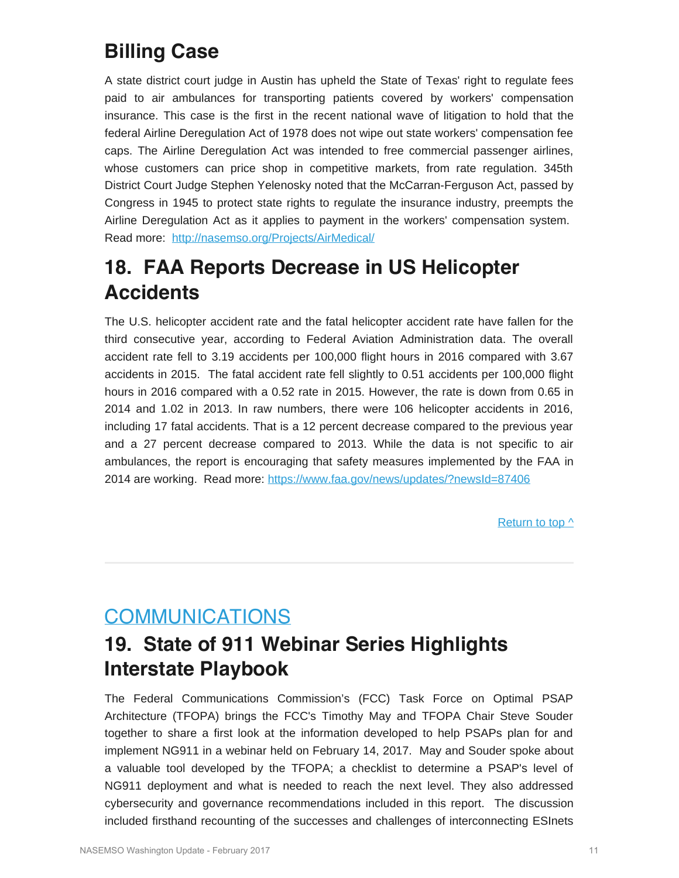## Billing Case

A state district court judge in Austin has upheld the State of Texas' right to regulate fees paid to air ambulances for transporting patients covered by workers' compensation insurance. This case is the first in the recent national wave of litigation to hold that the federal Airline Deregulation Act of 1978 does not wipe out state workers' compensation fee caps. The Airline Deregulation Act was intended to free commercial passenger airlines, whose customers can price shop in competitive markets, from rate regulation. 345th District Court Judge Stephen Yelenosky noted that the McCarran-Ferguson Act, passed by Congress in 1945 to protect state rights to regulate the insurance industry, preempts the Airline Deregulation Act as it applies to payment in the workers' compensation system. Read more: [http://nasemso.org/Projects/AirMedical/](http://nasemso.org/Projects/AirMedical/)

## 18. FAA Reports Decrease in US Helicopter Accidents

The U.S. helicopter accident rate and the fatal helicopter accident rate have fallen for the third consecutive year, according to Federal Aviation Administration data. The overall accident rate fell to 3.19 accidents per 100,000 flight hours in 2016 compared with 3.67 accidents in 2015. The fatal accident rate fell slightly to 0.51 accidents per 100,000 flight hours in 2016 compared with a 0.52 rate in 2015. However, the rate is down from 0.65 in 2014 and 1.02 in 2013. In raw numbers, there were 106 helicopter accidents in 2016, including 17 fatal accidents. That is a 12 percent decrease compared to the previous year and a 27 percent decrease compared to 2013. While the data is not specific to air ambulances, the report is encouraging that safety measures implemented by the FAA in 2014 are working. Read more: [https://www.faa.gov/news/updates/?newsId=87406](https://www.faa.gov/news/updates/?newsId=87406)

[Return to top ^]

# COMMUNICATIONS

## 19. State of 911 Webinar Series Highlights Interstate Playbook

The Federal Communications Commission's (FCC) Task Force on Optimal PSAP Architecture (TFOPA) brings the FCC's Timothy May and TFOPA Chair Steve Souder together to share a first look at the information developed to help PSAPs plan for and implement NG911 in a webinar held on February 14, 2017. May and Souder spoke about a valuable tool developed by the TFOPA; a checklist to determine a PSAP's level of NG911 deployment and what is needed to reach the next level. They also addressed cybersecurity and governance recommendations included in this report. The discussion included firsthand recounting of the successes and challenges of interconnecting ESInets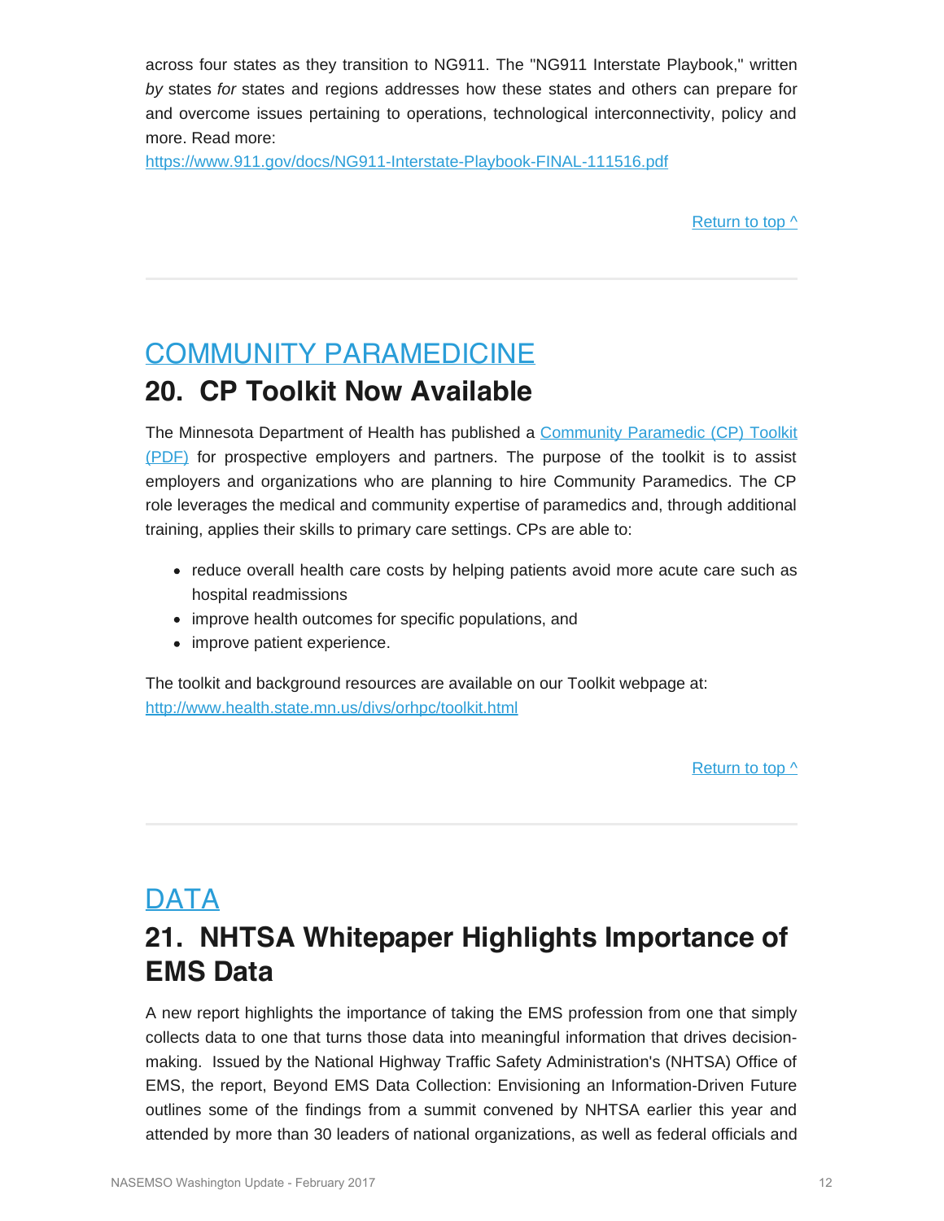across four states as they transition to NG911. The "NG911 Interstate Playbook," written *by* states *for* states and regions addresses how these states and others can prepare for and overcome issues pertaining to operations, technological interconnectivity, policy and more. Read more:
https://www.911.gov/docs/NG911-Interstate-Playbook-FINAL-111516.pdf

Return to top ^

---

## COMMUNITY PARAMEDICINE

## 20. CP Toolkit Now Available

The Minnesota Department of Health has published a Community Paramedic (CP) Toolkit (PDF) for prospective employers and partners. The purpose of the toolkit is to assist employers and organizations who are planning to hire Community Paramedics. The CP role leverages the medical and community expertise of paramedics and, through additional training, applies their skills to primary care settings. CPs are able to:

- reduce overall health care costs by helping patients avoid more acute care such as hospital readmissions
- improve health outcomes for specific populations, and
- improve patient experience.

The toolkit and background resources are available on our Toolkit webpage at:
http://www.health.state.mn.us/divs/orhpc/toolkit.html

Return to top ^

---

## DATA

## 21. NHTSA Whitepaper Highlights Importance of EMS Data

A new report highlights the importance of taking the EMS profession from one that simply collects data to one that turns those data into meaningful information that drives decision-making. Issued by the National Highway Traffic Safety Administration's (NHTSA) Office of EMS, the report, Beyond EMS Data Collection: Envisioning an Information-Driven Future outlines some of the findings from a summit convened by NHTSA earlier this year and attended by more than 30 leaders of national organizations, as well as federal officials and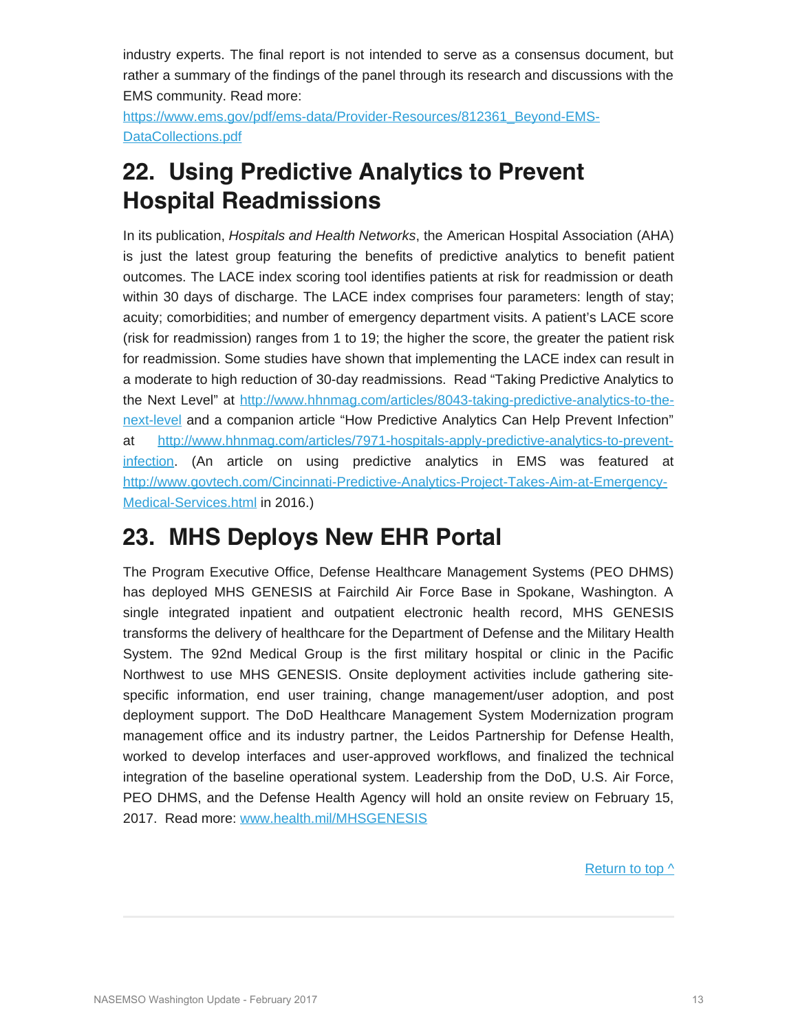industry experts. The final report is not intended to serve as a consensus document, but rather a summary of the findings of the panel through its research and discussions with the EMS community. Read more: https://www.ems.gov/pdf/ems-data/Provider-Resources/812361_Beyond-EMS-DataCollections.pdf

## 22. Using Predictive Analytics to Prevent Hospital Readmissions

In its publication, *Hospitals and Health Networks*, the American Hospital Association (AHA) is just the latest group featuring the benefits of predictive analytics to benefit patient outcomes. The LACE index scoring tool identifies patients at risk for readmission or death within 30 days of discharge. The LACE index comprises four parameters: length of stay; acuity; comorbidities; and number of emergency department visits. A patient's LACE score (risk for readmission) ranges from 1 to 19; the higher the score, the greater the patient risk for readmission. Some studies have shown that implementing the LACE index can result in a moderate to high reduction of 30-day readmissions. Read "Taking Predictive Analytics to the Next Level" at http://www.hhnmag.com/articles/8043-taking-predictive-analytics-to-the-next-level and a companion article "How Predictive Analytics Can Help Prevent Infection" at http://www.hhnmag.com/articles/7971-hospitals-apply-predictive-analytics-to-prevent-infection. (An article on using predictive analytics in EMS was featured at http://www.govtech.com/Cincinnati-Predictive-Analytics-Project-Takes-Aim-at-Emergency-Medical-Services.html in 2016.)

## 23. MHS Deploys New EHR Portal

The Program Executive Office, Defense Healthcare Management Systems (PEO DHMS) has deployed MHS GENESIS at Fairchild Air Force Base in Spokane, Washington. A single integrated inpatient and outpatient electronic health record, MHS GENESIS transforms the delivery of healthcare for the Department of Defense and the Military Health System. The 92nd Medical Group is the first military hospital or clinic in the Pacific Northwest to use MHS GENESIS. Onsite deployment activities include gathering site-specific information, end user training, change management/user adoption, and post deployment support. The DoD Healthcare Management System Modernization program management office and its industry partner, the Leidos Partnership for Defense Health, worked to develop interfaces and user-approved workflows, and finalized the technical integration of the baseline operational system. Leadership from the DoD, U.S. Air Force, PEO DHMS, and the Defense Health Agency will hold an onsite review on February 15, 2017. Read more: www.health.mil/MHSGENESIS

Return to top ^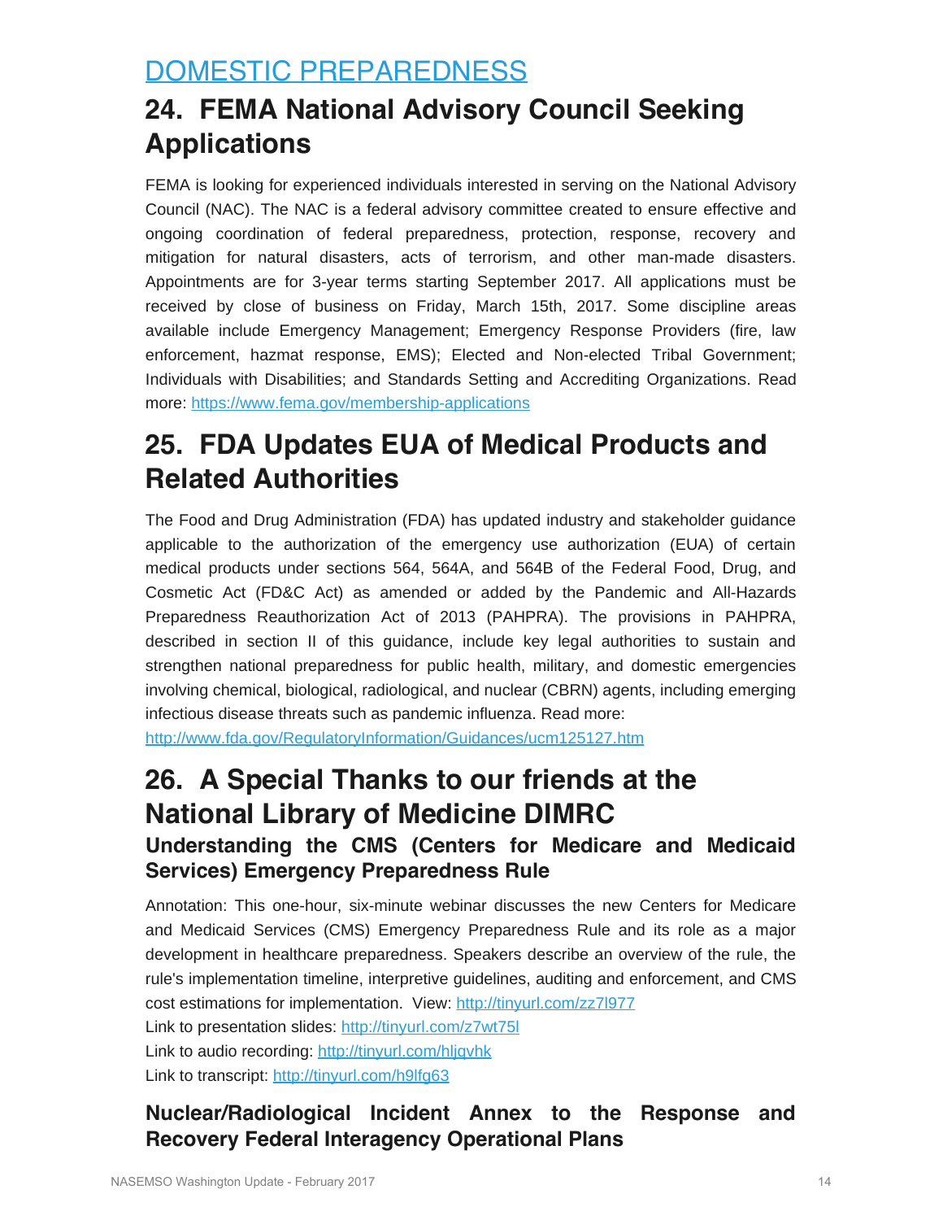## DOMESTIC PREPAREDNESS

# 24. FEMA National Advisory Council Seeking Applications

FEMA is looking for experienced individuals interested in serving on the National Advisory Council (NAC). The NAC is a federal advisory committee created to ensure effective and ongoing coordination of federal preparedness, protection, response, recovery and mitigation for natural disasters, acts of terrorism, and other man-made disasters. Appointments are for 3-year terms starting September 2017. All applications must be received by close of business on Friday, March 15th, 2017. Some discipline areas available include Emergency Management; Emergency Response Providers (fire, law enforcement, hazmat response, EMS); Elected and Non-elected Tribal Government; Individuals with Disabilities; and Standards Setting and Accrediting Organizations. Read more: https://www.fema.gov/membership-applications

# 25. FDA Updates EUA of Medical Products and Related Authorities

The Food and Drug Administration (FDA) has updated industry and stakeholder guidance applicable to the authorization of the emergency use authorization (EUA) of certain medical products under sections 564, 564A, and 564B of the Federal Food, Drug, and Cosmetic Act (FD&C Act) as amended or added by the Pandemic and All-Hazards Preparedness Reauthorization Act of 2013 (PAHPRA). The provisions in PAHPRA, described in section II of this guidance, include key legal authorities to sustain and strengthen national preparedness for public health, military, and domestic emergencies involving chemical, biological, radiological, and nuclear (CBRN) agents, including emerging infectious disease threats such as pandemic influenza. Read more:
http://www.fda.gov/RegulatoryInformation/Guidances/ucm125127.htm

# 26. A Special Thanks to our friends at the National Library of Medicine DIMRC

### Understanding the CMS (Centers for Medicare and Medicaid Services) Emergency Preparedness Rule

Annotation: This one-hour, six-minute webinar discusses the new Centers for Medicare and Medicaid Services (CMS) Emergency Preparedness Rule and its role as a major development in healthcare preparedness. Speakers describe an overview of the rule, the rule's implementation timeline, interpretive guidelines, auditing and enforcement, and CMS cost estimations for implementation. View: http://tinyurl.com/zz7l977
Link to presentation slides: http://tinyurl.com/z7wt75l
Link to audio recording: http://tinyurl.com/hljqvhk
Link to transcript: http://tinyurl.com/h9lfg63

### Nuclear/Radiological Incident Annex to the Response and Recovery Federal Interagency Operational Plans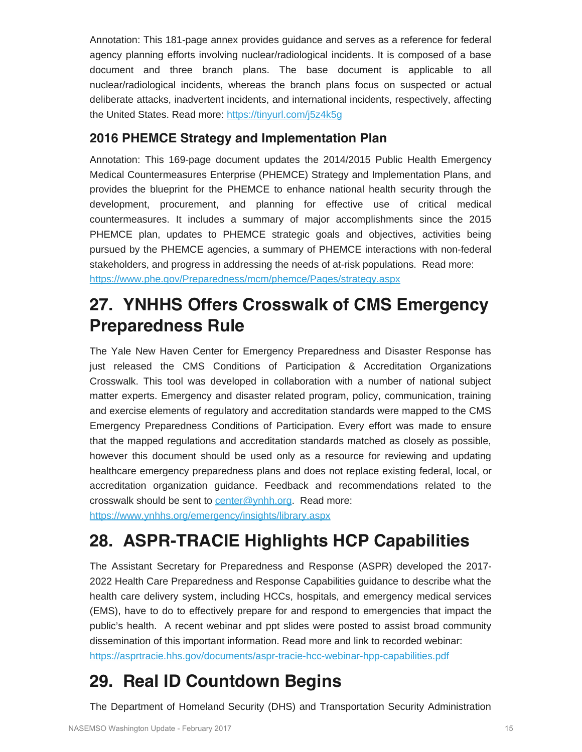Annotation: This 181-page annex provides guidance and serves as a reference for federal agency planning efforts involving nuclear/radiological incidents. It is composed of a base document and three branch plans. The base document is applicable to all nuclear/radiological incidents, whereas the branch plans focus on suspected or actual deliberate attacks, inadvertent incidents, and international incidents, respectively, affecting the United States. Read more: https://tinyurl.com/j5z4k5g

### 2016 PHEMCE Strategy and Implementation Plan

Annotation: This 169-page document updates the 2014/2015 Public Health Emergency Medical Countermeasures Enterprise (PHEMCE) Strategy and Implementation Plans, and provides the blueprint for the PHEMCE to enhance national health security through the development, procurement, and planning for effective use of critical medical countermeasures. It includes a summary of major accomplishments since the 2015 PHEMCE plan, updates to PHEMCE strategic goals and objectives, activities being pursued by the PHEMCE agencies, a summary of PHEMCE interactions with non-federal stakeholders, and progress in addressing the needs of at-risk populations. Read more: https://www.phe.gov/Preparedness/mcm/phemce/Pages/strategy.aspx

## 27. YNHHS Offers Crosswalk of CMS Emergency Preparedness Rule

The Yale New Haven Center for Emergency Preparedness and Disaster Response has just released the CMS Conditions of Participation & Accreditation Organizations Crosswalk. This tool was developed in collaboration with a number of national subject matter experts. Emergency and disaster related program, policy, communication, training and exercise elements of regulatory and accreditation standards were mapped to the CMS Emergency Preparedness Conditions of Participation. Every effort was made to ensure that the mapped regulations and accreditation standards matched as closely as possible, however this document should be used only as a resource for reviewing and updating healthcare emergency preparedness plans and does not replace existing federal, local, or accreditation organization guidance. Feedback and recommendations related to the crosswalk should be sent to center@ynhh.org. Read more: https://www.ynhhs.org/emergency/insights/library.aspx

## 28. ASPR-TRACIE Highlights HCP Capabilities

The Assistant Secretary for Preparedness and Response (ASPR) developed the 2017-2022 Health Care Preparedness and Response Capabilities guidance to describe what the health care delivery system, including HCCs, hospitals, and emergency medical services (EMS), have to do to effectively prepare for and respond to emergencies that impact the public's health. A recent webinar and ppt slides were posted to assist broad community dissemination of this important information. Read more and link to recorded webinar: https://asprtracie.hhs.gov/documents/aspr-tracie-hcc-webinar-hpp-capabilities.pdf

## 29. Real ID Countdown Begins

The Department of Homeland Security (DHS) and Transportation Security Administration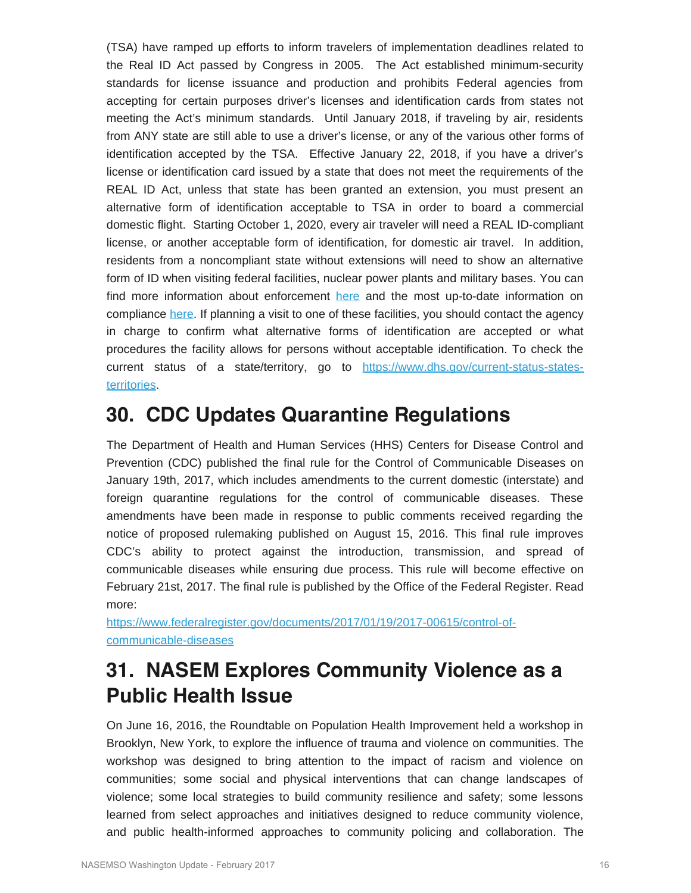(TSA) have ramped up efforts to inform travelers of implementation deadlines related to the Real ID Act passed by Congress in 2005. The Act established minimum-security standards for license issuance and production and prohibits Federal agencies from accepting for certain purposes driver's licenses and identification cards from states not meeting the Act's minimum standards. Until January 2018, if traveling by air, residents from ANY state are still able to use a driver's license, or any of the various other forms of identification accepted by the TSA. Effective January 22, 2018, if you have a driver's license or identification card issued by a state that does not meet the requirements of the REAL ID Act, unless that state has been granted an extension, you must present an alternative form of identification acceptable to TSA in order to board a commercial domestic flight. Starting October 1, 2020, every air traveler will need a REAL ID-compliant license, or another acceptable form of identification, for domestic air travel. In addition, residents from a noncompliant state without extensions will need to show an alternative form of ID when visiting federal facilities, nuclear power plants and military bases. You can find more information about enforcement here and the most up-to-date information on compliance here. If planning a visit to one of these facilities, you should contact the agency in charge to confirm what alternative forms of identification are accepted or what procedures the facility allows for persons without acceptable identification. To check the current status of a state/territory, go to https://www.dhs.gov/current-status-states-territories.

## 30. CDC Updates Quarantine Regulations

The Department of Health and Human Services (HHS) Centers for Disease Control and Prevention (CDC) published the final rule for the Control of Communicable Diseases on January 19th, 2017, which includes amendments to the current domestic (interstate) and foreign quarantine regulations for the control of communicable diseases. These amendments have been made in response to public comments received regarding the notice of proposed rulemaking published on August 15, 2016. This final rule improves CDC's ability to protect against the introduction, transmission, and spread of communicable diseases while ensuring due process. This rule will become effective on February 21st, 2017. The final rule is published by the Office of the Federal Register. Read more:
https://www.federalregister.gov/documents/2017/01/19/2017-00615/control-of-communicable-diseases

## 31. NASEM Explores Community Violence as a Public Health Issue

On June 16, 2016, the Roundtable on Population Health Improvement held a workshop in Brooklyn, New York, to explore the influence of trauma and violence on communities. The workshop was designed to bring attention to the impact of racism and violence on communities; some social and physical interventions that can change landscapes of violence; some local strategies to build community resilience and safety; some lessons learned from select approaches and initiatives designed to reduce community violence, and public health-informed approaches to community policing and collaboration. The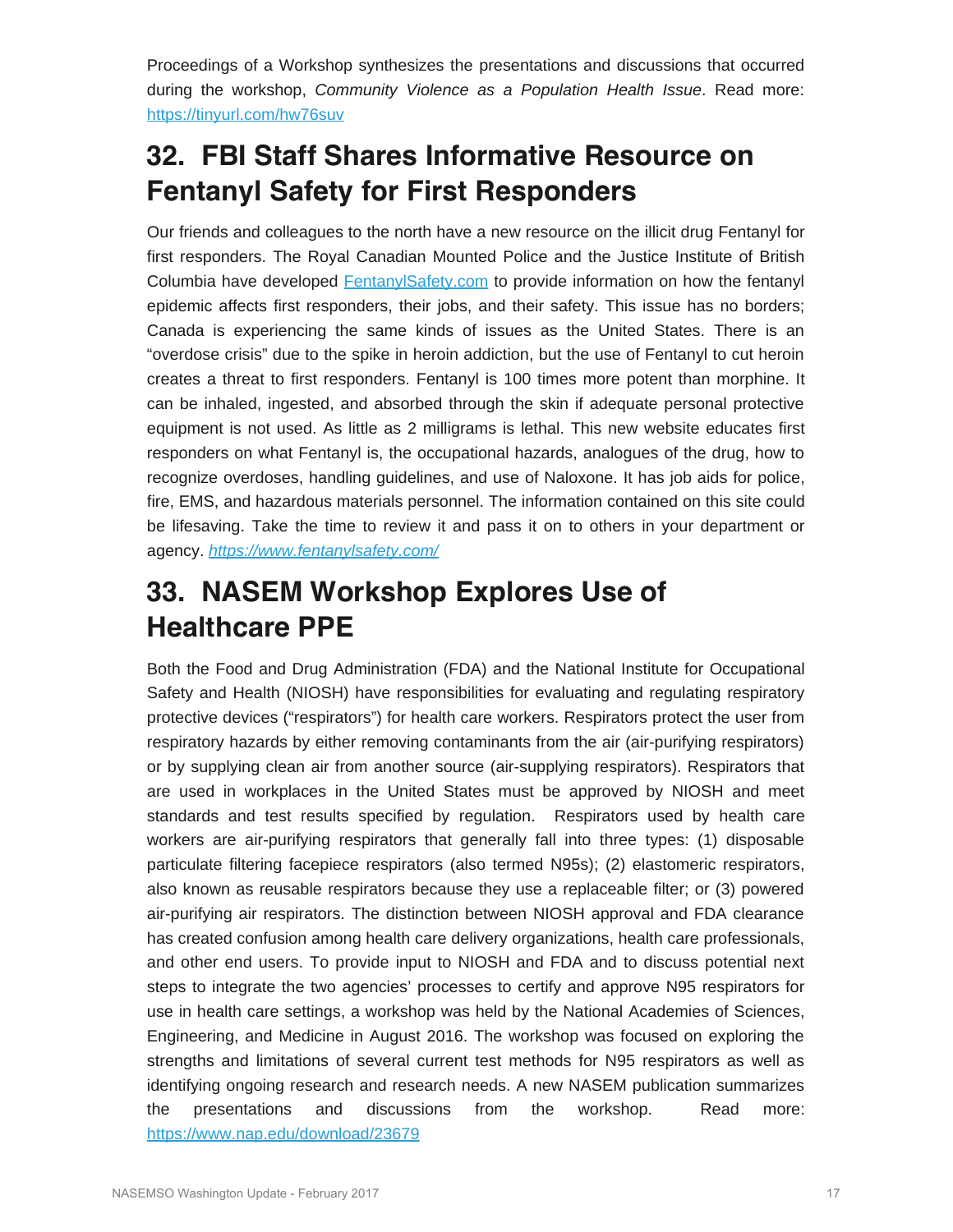Proceedings of a Workshop synthesizes the presentations and discussions that occurred during the workshop, *Community Violence as a Population Health Issue*. Read more: https://tinyurl.com/hw76suv

## 32. FBI Staff Shares Informative Resource on Fentanyl Safety for First Responders

Our friends and colleagues to the north have a new resource on the illicit drug Fentanyl for first responders. The Royal Canadian Mounted Police and the Justice Institute of British Columbia have developed FentanylSafety.com to provide information on how the fentanyl epidemic affects first responders, their jobs, and their safety. This issue has no borders; Canada is experiencing the same kinds of issues as the United States. There is an "overdose crisis" due to the spike in heroin addiction, but the use of Fentanyl to cut heroin creates a threat to first responders. Fentanyl is 100 times more potent than morphine. It can be inhaled, ingested, and absorbed through the skin if adequate personal protective equipment is not used. As little as 2 milligrams is lethal. This new website educates first responders on what Fentanyl is, the occupational hazards, analogues of the drug, how to recognize overdoses, handling guidelines, and use of Naloxone. It has job aids for police, fire, EMS, and hazardous materials personnel. The information contained on this site could be lifesaving. Take the time to review it and pass it on to others in your department or agency. *https://www.fentanylsafety.com/*

## 33. NASEM Workshop Explores Use of Healthcare PPE

Both the Food and Drug Administration (FDA) and the National Institute for Occupational Safety and Health (NIOSH) have responsibilities for evaluating and regulating respiratory protective devices ("respirators") for health care workers. Respirators protect the user from respiratory hazards by either removing contaminants from the air (air-purifying respirators) or by supplying clean air from another source (air-supplying respirators). Respirators that are used in workplaces in the United States must be approved by NIOSH and meet standards and test results specified by regulation. Respirators used by health care workers are air-purifying respirators that generally fall into three types: (1) disposable particulate filtering facepiece respirators (also termed N95s); (2) elastomeric respirators, also known as reusable respirators because they use a replaceable filter; or (3) powered air-purifying air respirators. The distinction between NIOSH approval and FDA clearance has created confusion among health care delivery organizations, health care professionals, and other end users. To provide input to NIOSH and FDA and to discuss potential next steps to integrate the two agencies' processes to certify and approve N95 respirators for use in health care settings, a workshop was held by the National Academies of Sciences, Engineering, and Medicine in August 2016. The workshop was focused on exploring the strengths and limitations of several current test methods for N95 respirators as well as identifying ongoing research and research needs. A new NASEM publication summarizes the presentations and discussions from the workshop. Read more: https://www.nap.edu/download/23679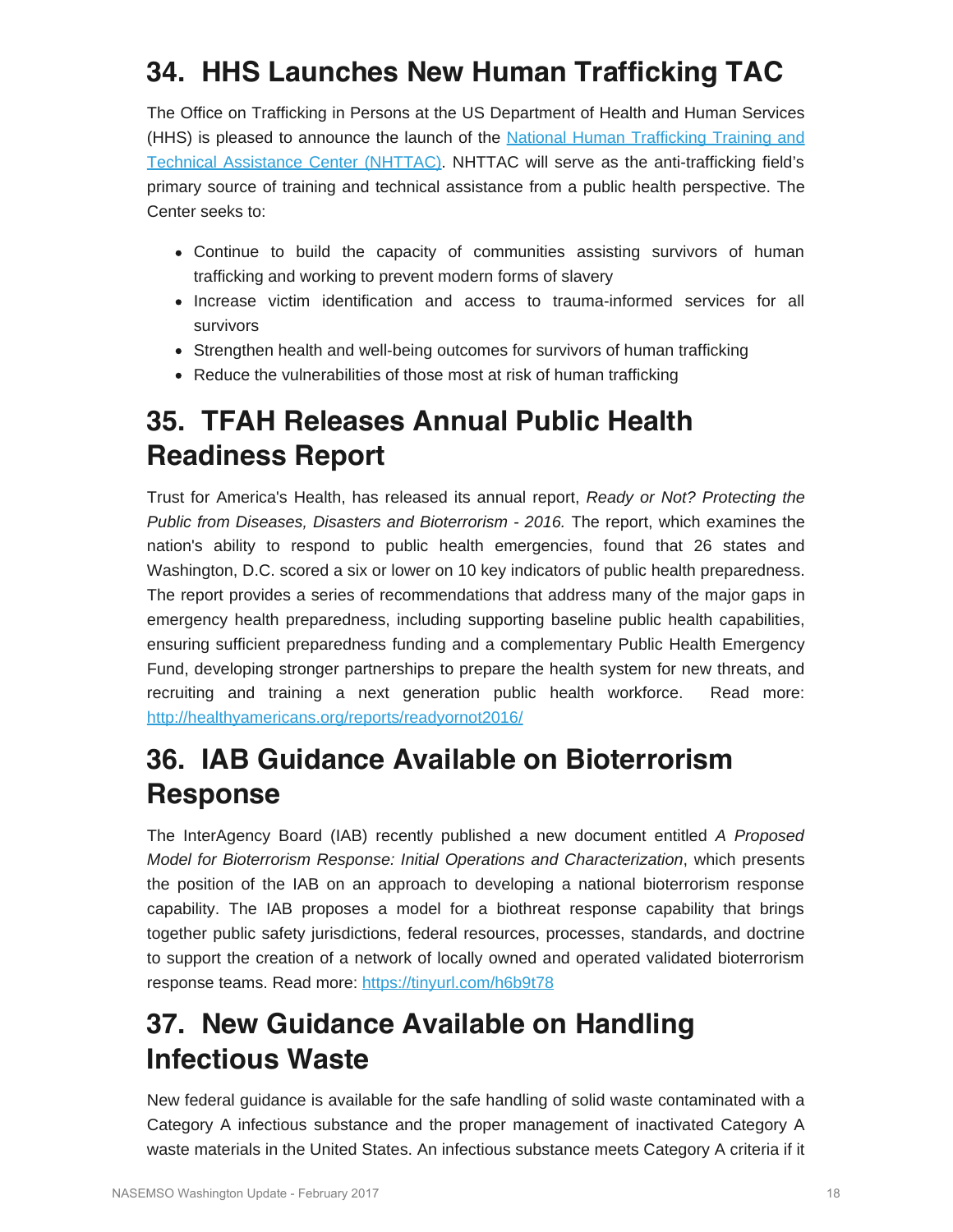## 34. HHS Launches New Human Trafficking TAC

The Office on Trafficking in Persons at the US Department of Health and Human Services (HHS) is pleased to announce the launch of the [National Human Trafficking Training and Technical Assistance Center (NHTTAC)](). NHTTAC will serve as the anti-trafficking field's primary source of training and technical assistance from a public health perspective. The Center seeks to:

- Continue to build the capacity of communities assisting survivors of human trafficking and working to prevent modern forms of slavery
- Increase victim identification and access to trauma-informed services for all survivors
- Strengthen health and well-being outcomes for survivors of human trafficking
- Reduce the vulnerabilities of those most at risk of human trafficking

## 35. TFAH Releases Annual Public Health Readiness Report

Trust for America's Health, has released its annual report, *Ready or Not? Protecting the Public from Diseases, Disasters and Bioterrorism - 2016.* The report, which examines the nation's ability to respond to public health emergencies, found that 26 states and Washington, D.C. scored a six or lower on 10 key indicators of public health preparedness. The report provides a series of recommendations that address many of the major gaps in emergency health preparedness, including supporting baseline public health capabilities, ensuring sufficient preparedness funding and a complementary Public Health Emergency Fund, developing stronger partnerships to prepare the health system for new threats, and recruiting and training a next generation public health workforce. Read more: http://healthyamericans.org/reports/readyornot2016/

## 36. IAB Guidance Available on Bioterrorism Response

The InterAgency Board (IAB) recently published a new document entitled *A Proposed Model for Bioterrorism Response: Initial Operations and Characterization*, which presents the position of the IAB on an approach to developing a national bioterrorism response capability. The IAB proposes a model for a biothreat response capability that brings together public safety jurisdictions, federal resources, processes, standards, and doctrine to support the creation of a network of locally owned and operated validated bioterrorism response teams. Read more: https://tinyurl.com/h6b9t78

## 37. New Guidance Available on Handling Infectious Waste

New federal guidance is available for the safe handling of solid waste contaminated with a Category A infectious substance and the proper management of inactivated Category A waste materials in the United States. An infectious substance meets Category A criteria if it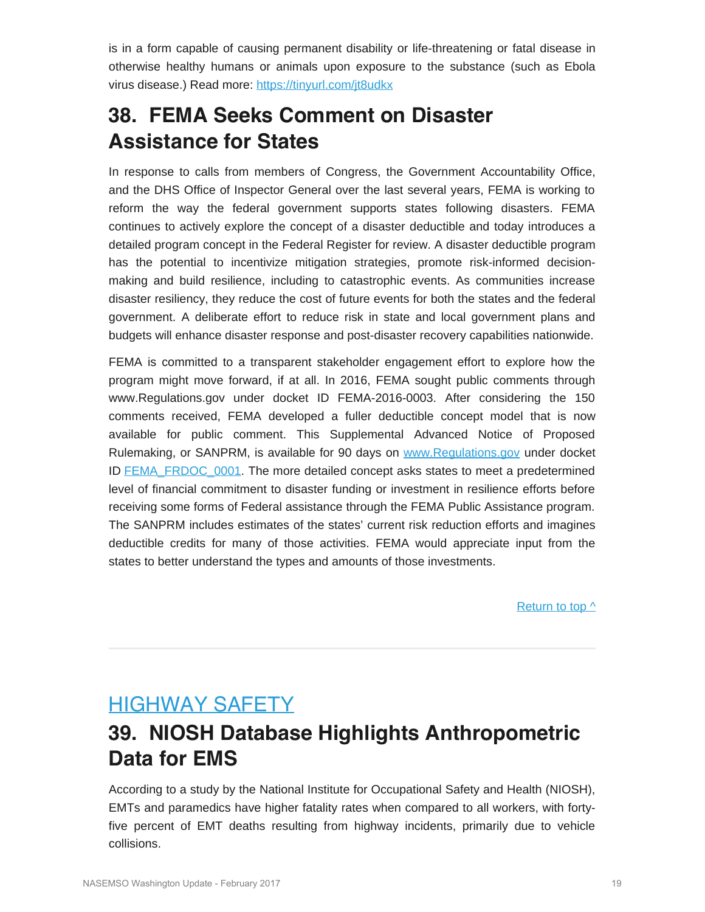is in a form capable of causing permanent disability or life-threatening or fatal disease in otherwise healthy humans or animals upon exposure to the substance (such as Ebola virus disease.) Read more: [https://tinyurl.com/jt8udkx](https://tinyurl.com/jt8udkx)

## 38. FEMA Seeks Comment on Disaster Assistance for States

In response to calls from members of Congress, the Government Accountability Office, and the DHS Office of Inspector General over the last several years, FEMA is working to reform the way the federal government supports states following disasters. FEMA continues to actively explore the concept of a disaster deductible and today introduces a detailed program concept in the Federal Register for review. A disaster deductible program has the potential to incentivize mitigation strategies, promote risk-informed decision-making and build resilience, including to catastrophic events. As communities increase disaster resiliency, they reduce the cost of future events for both the states and the federal government. A deliberate effort to reduce risk in state and local government plans and budgets will enhance disaster response and post-disaster recovery capabilities nationwide.

FEMA is committed to a transparent stakeholder engagement effort to explore how the program might move forward, if at all. In 2016, FEMA sought public comments through www.Regulations.gov under docket ID FEMA-2016-0003. After considering the 150 comments received, FEMA developed a fuller deductible concept model that is now available for public comment. This Supplemental Advanced Notice of Proposed Rulemaking, or SANPRM, is available for 90 days on [www.Regulations.gov](www.Regulations.gov) under docket ID [FEMA_FRDOC_0001](FEMA_FRDOC_0001). The more detailed concept asks states to meet a predetermined level of financial commitment to disaster funding or investment in resilience efforts before receiving some forms of Federal assistance through the FEMA Public Assistance program. The SANPRM includes estimates of the states' current risk reduction efforts and imagines deductible credits for many of those activities. FEMA would appreciate input from the states to better understand the types and amounts of those investments.

Return to top ^

---

# HIGHWAY SAFETY

## 39. NIOSH Database Highlights Anthropometric Data for EMS

According to a study by the National Institute for Occupational Safety and Health (NIOSH), EMTs and paramedics have higher fatality rates when compared to all workers, with forty-five percent of EMT deaths resulting from highway incidents, primarily due to vehicle collisions.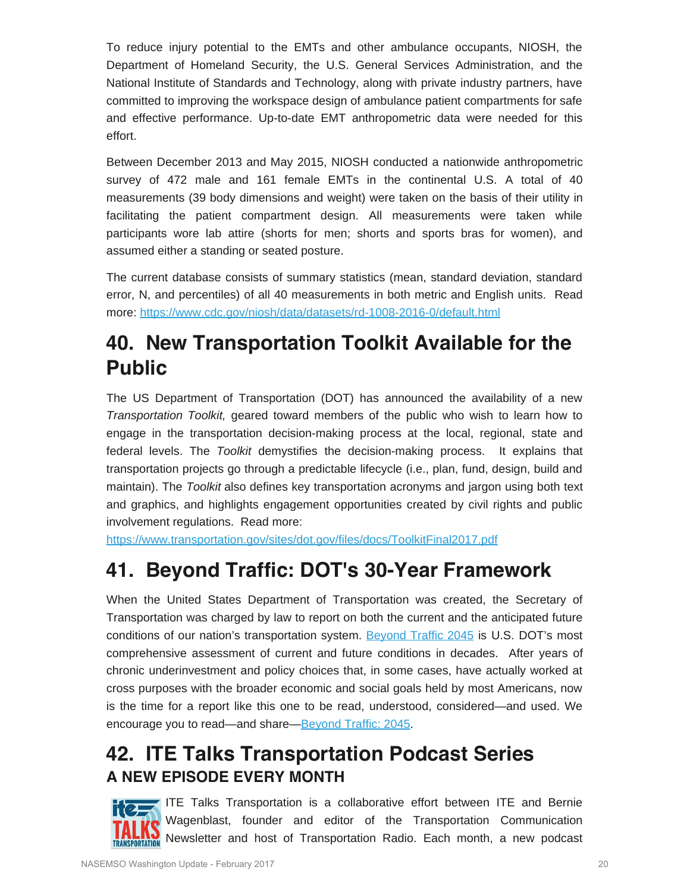To reduce injury potential to the EMTs and other ambulance occupants, NIOSH, the Department of Homeland Security, the U.S. General Services Administration, and the National Institute of Standards and Technology, along with private industry partners, have committed to improving the workspace design of ambulance patient compartments for safe and effective performance. Up-to-date EMT anthropometric data were needed for this effort.

Between December 2013 and May 2015, NIOSH conducted a nationwide anthropometric survey of 472 male and 161 female EMTs in the continental U.S. A total of 40 measurements (39 body dimensions and weight) were taken on the basis of their utility in facilitating the patient compartment design. All measurements were taken while participants wore lab attire (shorts for men; shorts and sports bras for women), and assumed either a standing or seated posture.

The current database consists of summary statistics (mean, standard deviation, standard error, N, and percentiles) of all 40 measurements in both metric and English units. Read more: https://www.cdc.gov/niosh/data/datasets/rd-1008-2016-0/default.html

# 40. New Transportation Toolkit Available for the Public

The US Department of Transportation (DOT) has announced the availability of a new *Transportation Toolkit,* geared toward members of the public who wish to learn how to engage in the transportation decision-making process at the local, regional, state and federal levels. The *Toolkit* demystifies the decision-making process. It explains that transportation projects go through a predictable lifecycle (i.e., plan, fund, design, build and maintain). The *Toolkit* also defines key transportation acronyms and jargon using both text and graphics, and highlights engagement opportunities created by civil rights and public involvement regulations. Read more:
https://www.transportation.gov/sites/dot.gov/files/docs/ToolkitFinal2017.pdf

# 41. Beyond Traffic: DOT's 30-Year Framework

When the United States Department of Transportation was created, the Secretary of Transportation was charged by law to report on both the current and the anticipated future conditions of our nation's transportation system. Beyond Traffic 2045 is U.S. DOT's most comprehensive assessment of current and future conditions in decades. After years of chronic underinvestment and policy choices that, in some cases, have actually worked at cross purposes with the broader economic and social goals held by most Americans, now is the time for a report like this one to be read, understood, considered—and used. We encourage you to read—and share—Beyond Traffic: 2045.

# 42. ITE Talks Transportation Podcast Series

## A NEW EPISODE EVERY MONTH

ITE Talks Transportation is a collaborative effort between ITE and Bernie Wagenblast, founder and editor of the Transportation Communication Newsletter and host of Transportation Radio. Each month, a new podcast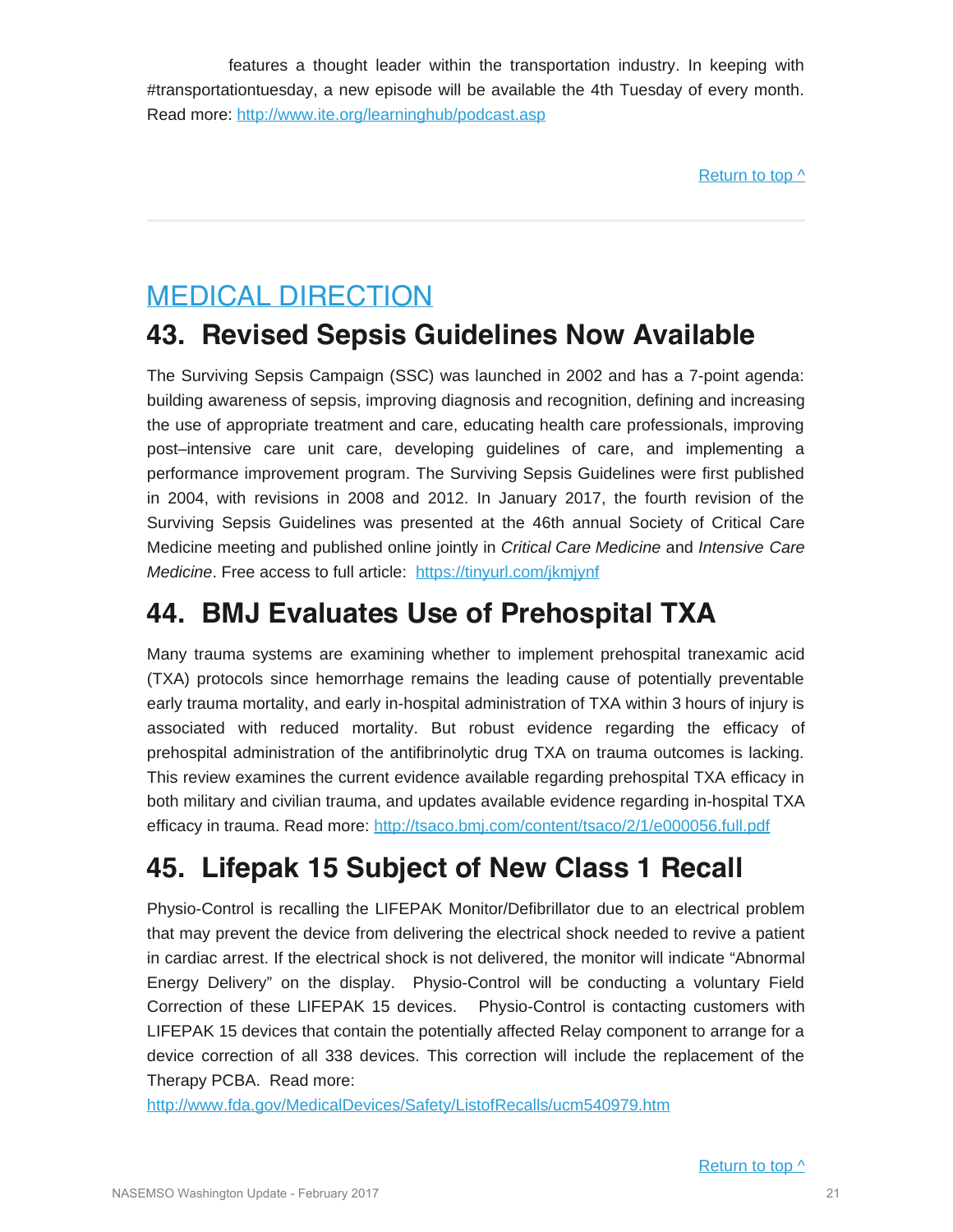features a thought leader within the transportation industry. In keeping with #transportationtuesday, a new episode will be available the 4th Tuesday of every month. Read more: http://www.ite.org/learninghub/podcast.asp

Return to top ^

---

## MEDICAL DIRECTION

## 43. Revised Sepsis Guidelines Now Available

The Surviving Sepsis Campaign (SSC) was launched in 2002 and has a 7-point agenda: building awareness of sepsis, improving diagnosis and recognition, defining and increasing the use of appropriate treatment and care, educating health care professionals, improving post–intensive care unit care, developing guidelines of care, and implementing a performance improvement program. The Surviving Sepsis Guidelines were first published in 2004, with revisions in 2008 and 2012. In January 2017, the fourth revision of the Surviving Sepsis Guidelines was presented at the 46th annual Society of Critical Care Medicine meeting and published online jointly in *Critical Care Medicine* and *Intensive Care Medicine*. Free access to full article: https://tinyurl.com/jkmjynf

## 44. BMJ Evaluates Use of Prehospital TXA

Many trauma systems are examining whether to implement prehospital tranexamic acid (TXA) protocols since hemorrhage remains the leading cause of potentially preventable early trauma mortality, and early in-hospital administration of TXA within 3 hours of injury is associated with reduced mortality. But robust evidence regarding the efficacy of prehospital administration of the antifibrinolytic drug TXA on trauma outcomes is lacking. This review examines the current evidence available regarding prehospital TXA efficacy in both military and civilian trauma, and updates available evidence regarding in-hospital TXA efficacy in trauma. Read more: http://tsaco.bmj.com/content/tsaco/2/1/e000056.full.pdf

## 45. Lifepak 15 Subject of New Class 1 Recall

Physio-Control is recalling the LIFEPAK Monitor/Defibrillator due to an electrical problem that may prevent the device from delivering the electrical shock needed to revive a patient in cardiac arrest. If the electrical shock is not delivered, the monitor will indicate "Abnormal Energy Delivery" on the display. Physio-Control will be conducting a voluntary Field Correction of these LIFEPAK 15 devices. Physio-Control is contacting customers with LIFEPAK 15 devices that contain the potentially affected Relay component to arrange for a device correction of all 338 devices. This correction will include the replacement of the Therapy PCBA. Read more:
http://www.fda.gov/MedicalDevices/Safety/ListofRecalls/ucm540979.htm

Return to top ^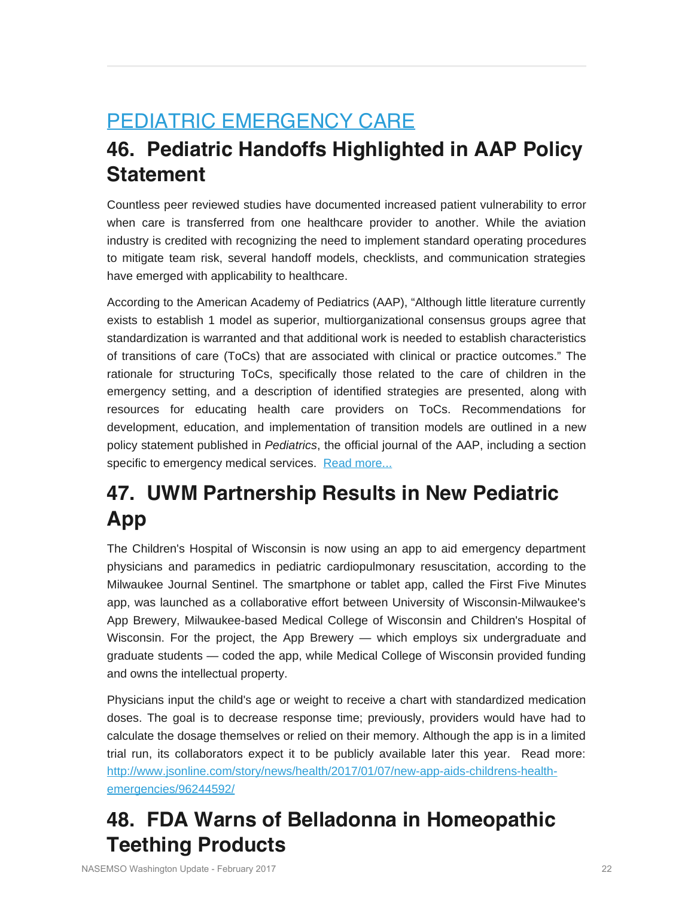[PEDIATRIC EMERGENCY CARE]

## 46. Pediatric Handoffs Highlighted in AAP Policy Statement

Countless peer reviewed studies have documented increased patient vulnerability to error when care is transferred from one healthcare provider to another. While the aviation industry is credited with recognizing the need to implement standard operating procedures to mitigate team risk, several handoff models, checklists, and communication strategies have emerged with applicability to healthcare.

According to the American Academy of Pediatrics (AAP), "Although little literature currently exists to establish 1 model as superior, multiorganizational consensus groups agree that standardization is warranted and that additional work is needed to establish characteristics of transitions of care (ToCs) that are associated with clinical or practice outcomes." The rationale for structuring ToCs, specifically those related to the care of children in the emergency setting, and a description of identified strategies are presented, along with resources for educating health care providers on ToCs. Recommendations for development, education, and implementation of transition models are outlined in a new policy statement published in *Pediatrics*, the official journal of the AAP, including a section specific to emergency medical services. [Read more...]

## 47. UWM Partnership Results in New Pediatric App

The Children's Hospital of Wisconsin is now using an app to aid emergency department physicians and paramedics in pediatric cardiopulmonary resuscitation, according to the Milwaukee Journal Sentinel. The smartphone or tablet app, called the First Five Minutes app, was launched as a collaborative effort between University of Wisconsin-Milwaukee's App Brewery, Milwaukee-based Medical College of Wisconsin and Children's Hospital of Wisconsin. For the project, the App Brewery — which employs six undergraduate and graduate students — coded the app, while Medical College of Wisconsin provided funding and owns the intellectual property.

Physicians input the child's age or weight to receive a chart with standardized medication doses. The goal is to decrease response time; previously, providers would have had to calculate the dosage themselves or relied on their memory. Although the app is in a limited trial run, its collaborators expect it to be publicly available later this year. Read more: http://www.jsonline.com/story/news/health/2017/01/07/new-app-aids-childrens-health-emergencies/96244592/

## 48. FDA Warns of Belladonna in Homeopathic Teething Products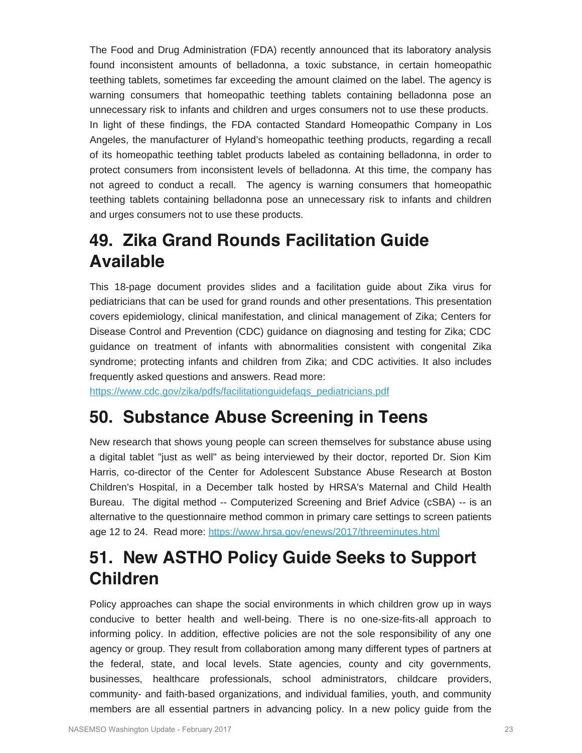The Food and Drug Administration (FDA) recently announced that its laboratory analysis found inconsistent amounts of belladonna, a toxic substance, in certain homeopathic teething tablets, sometimes far exceeding the amount claimed on the label. The agency is warning consumers that homeopathic teething tablets containing belladonna pose an unnecessary risk to infants and children and urges consumers not to use these products. In light of these findings, the FDA contacted Standard Homeopathic Company in Los Angeles, the manufacturer of Hyland's homeopathic teething products, regarding a recall of its homeopathic teething tablet products labeled as containing belladonna, in order to protect consumers from inconsistent levels of belladonna. At this time, the company has not agreed to conduct a recall. The agency is warning consumers that homeopathic teething tablets containing belladonna pose an unnecessary risk to infants and children and urges consumers not to use these products.

## 49. Zika Grand Rounds Facilitation Guide Available

This 18-page document provides slides and a facilitation guide about Zika virus for pediatricians that can be used for grand rounds and other presentations. This presentation covers epidemiology, clinical manifestation, and clinical management of Zika; Centers for Disease Control and Prevention (CDC) guidance on diagnosing and testing for Zika; CDC guidance on treatment of infants with abnormalities consistent with congenital Zika syndrome; protecting infants and children from Zika; and CDC activities. It also includes frequently asked questions and answers. Read more: https://www.cdc.gov/zika/pdfs/facilitationguidefaqs_pediatricians.pdf

## 50. Substance Abuse Screening in Teens

New research that shows young people can screen themselves for substance abuse using a digital tablet "just as well" as being interviewed by their doctor, reported Dr. Sion Kim Harris, co-director of the Center for Adolescent Substance Abuse Research at Boston Children's Hospital, in a December talk hosted by HRSA's Maternal and Child Health Bureau. The digital method -- Computerized Screening and Brief Advice (cSBA) -- is an alternative to the questionnaire method common in primary care settings to screen patients age 12 to 24. Read more: https://www.hrsa.gov/enews/2017/threeminutes.html

## 51. New ASTHO Policy Guide Seeks to Support Children

Policy approaches can shape the social environments in which children grow up in ways conducive to better health and well-being. There is no one-size-fits-all approach to informing policy. In addition, effective policies are not the sole responsibility of any one agency or group. They result from collaboration among many different types of partners at the federal, state, and local levels. State agencies, county and city governments, businesses, healthcare professionals, school administrators, childcare providers, community- and faith-based organizations, and individual families, youth, and community members are all essential partners in advancing policy. In a new policy guide from the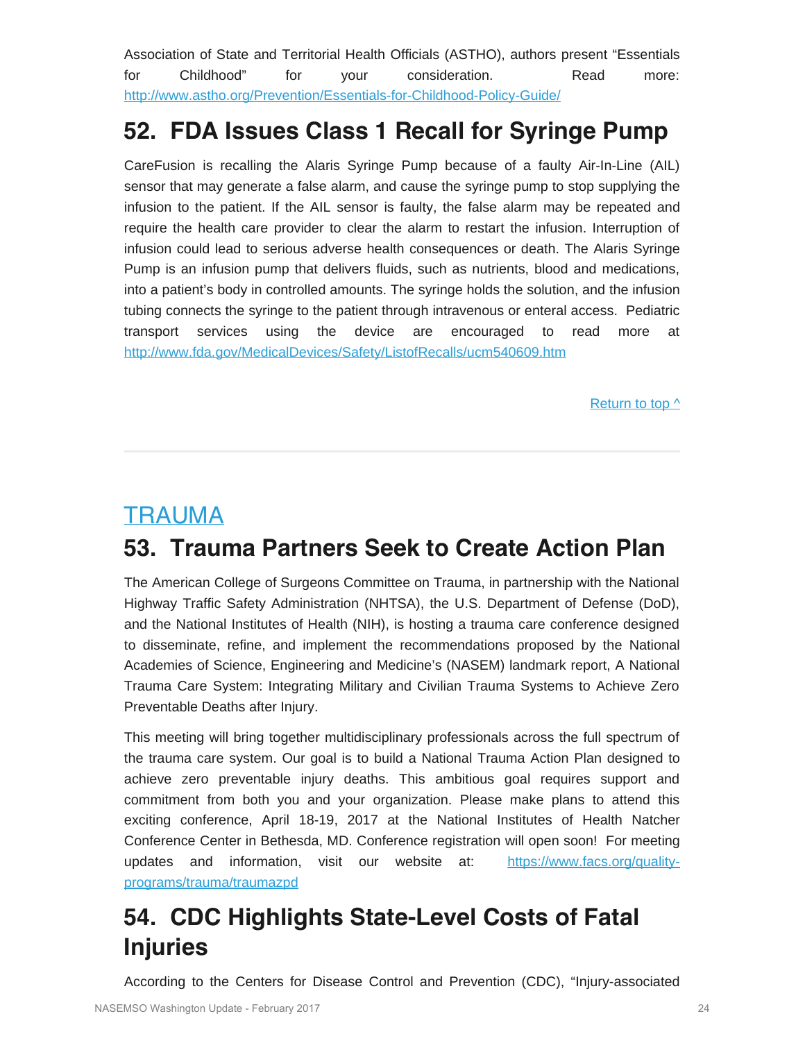Association of State and Territorial Health Officials (ASTHO), authors present "Essentials for Childhood" for your consideration. Read more: http://www.astho.org/Prevention/Essentials-for-Childhood-Policy-Guide/

## 52. FDA Issues Class 1 Recall for Syringe Pump

CareFusion is recalling the Alaris Syringe Pump because of a faulty Air-In-Line (AIL) sensor that may generate a false alarm, and cause the syringe pump to stop supplying the infusion to the patient. If the AIL sensor is faulty, the false alarm may be repeated and require the health care provider to clear the alarm to restart the infusion. Interruption of infusion could lead to serious adverse health consequences or death. The Alaris Syringe Pump is an infusion pump that delivers fluids, such as nutrients, blood and medications, into a patient's body in controlled amounts. The syringe holds the solution, and the infusion tubing connects the syringe to the patient through intravenous or enteral access. Pediatric transport services using the device are encouraged to read more at http://www.fda.gov/MedicalDevices/Safety/ListofRecalls/ucm540609.htm

Return to top ^

---

# TRAUMA

## 53. Trauma Partners Seek to Create Action Plan

The American College of Surgeons Committee on Trauma, in partnership with the National Highway Traffic Safety Administration (NHTSA), the U.S. Department of Defense (DoD), and the National Institutes of Health (NIH), is hosting a trauma care conference designed to disseminate, refine, and implement the recommendations proposed by the National Academies of Science, Engineering and Medicine's (NASEM) landmark report, A National Trauma Care System: Integrating Military and Civilian Trauma Systems to Achieve Zero Preventable Deaths after Injury.

This meeting will bring together multidisciplinary professionals across the full spectrum of the trauma care system. Our goal is to build a National Trauma Action Plan designed to achieve zero preventable injury deaths. This ambitious goal requires support and commitment from both you and your organization. Please make plans to attend this exciting conference, April 18-19, 2017 at the National Institutes of Health Natcher Conference Center in Bethesda, MD. Conference registration will open soon! For meeting updates and information, visit our website at: https://www.facs.org/quality-programs/trauma/traumazpd

## 54. CDC Highlights State-Level Costs of Fatal Injuries

According to the Centers for Disease Control and Prevention (CDC), "Injury-associated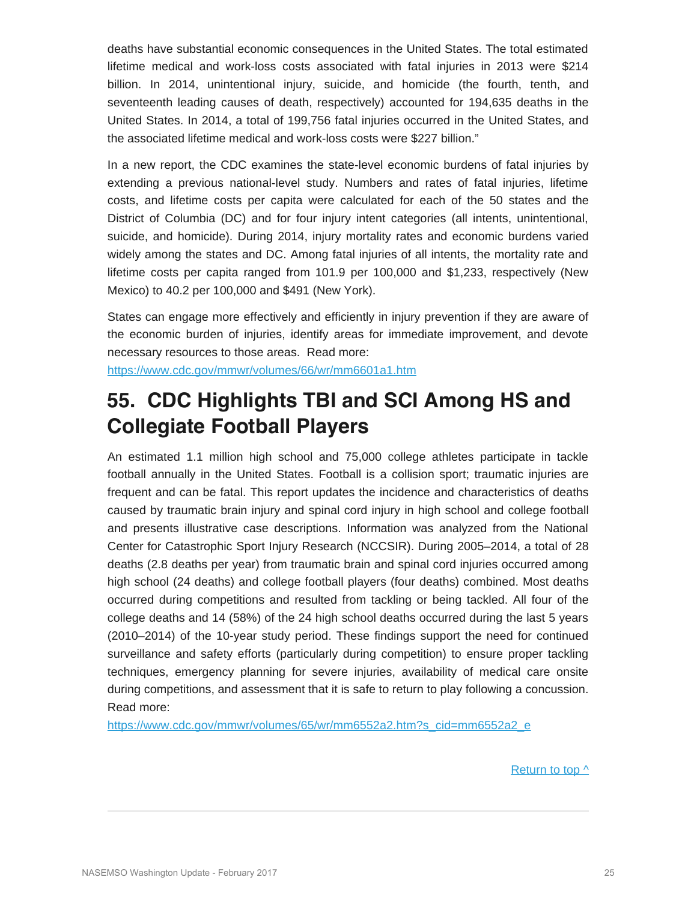deaths have substantial economic consequences in the United States. The total estimated lifetime medical and work-loss costs associated with fatal injuries in 2013 were $214 billion. In 2014, unintentional injury, suicide, and homicide (the fourth, tenth, and seventeenth leading causes of death, respectively) accounted for 194,635 deaths in the United States. In 2014, a total of 199,756 fatal injuries occurred in the United States, and the associated lifetime medical and work-loss costs were $227 billion."

In a new report, the CDC examines the state-level economic burdens of fatal injuries by extending a previous national-level study. Numbers and rates of fatal injuries, lifetime costs, and lifetime costs per capita were calculated for each of the 50 states and the District of Columbia (DC) and for four injury intent categories (all intents, unintentional, suicide, and homicide). During 2014, injury mortality rates and economic burdens varied widely among the states and DC. Among fatal injuries of all intents, the mortality rate and lifetime costs per capita ranged from 101.9 per 100,000 and $1,233, respectively (New Mexico) to 40.2 per 100,000 and $491 (New York).

States can engage more effectively and efficiently in injury prevention if they are aware of the economic burden of injuries, identify areas for immediate improvement, and devote necessary resources to those areas. Read more:
https://www.cdc.gov/mmwr/volumes/66/wr/mm6601a1.htm

## 55. CDC Highlights TBI and SCI Among HS and Collegiate Football Players

An estimated 1.1 million high school and 75,000 college athletes participate in tackle football annually in the United States. Football is a collision sport; traumatic injuries are frequent and can be fatal. This report updates the incidence and characteristics of deaths caused by traumatic brain injury and spinal cord injury in high school and college football and presents illustrative case descriptions. Information was analyzed from the National Center for Catastrophic Sport Injury Research (NCCSIR). During 2005–2014, a total of 28 deaths (2.8 deaths per year) from traumatic brain and spinal cord injuries occurred among high school (24 deaths) and college football players (four deaths) combined. Most deaths occurred during competitions and resulted from tackling or being tackled. All four of the college deaths and 14 (58%) of the 24 high school deaths occurred during the last 5 years (2010–2014) of the 10-year study period. These findings support the need for continued surveillance and safety efforts (particularly during competition) to ensure proper tackling techniques, emergency planning for severe injuries, availability of medical care onsite during competitions, and assessment that it is safe to return to play following a concussion. Read more:
https://www.cdc.gov/mmwr/volumes/65/wr/mm6552a2.htm?s_cid=mm6552a2_e

Return to top ^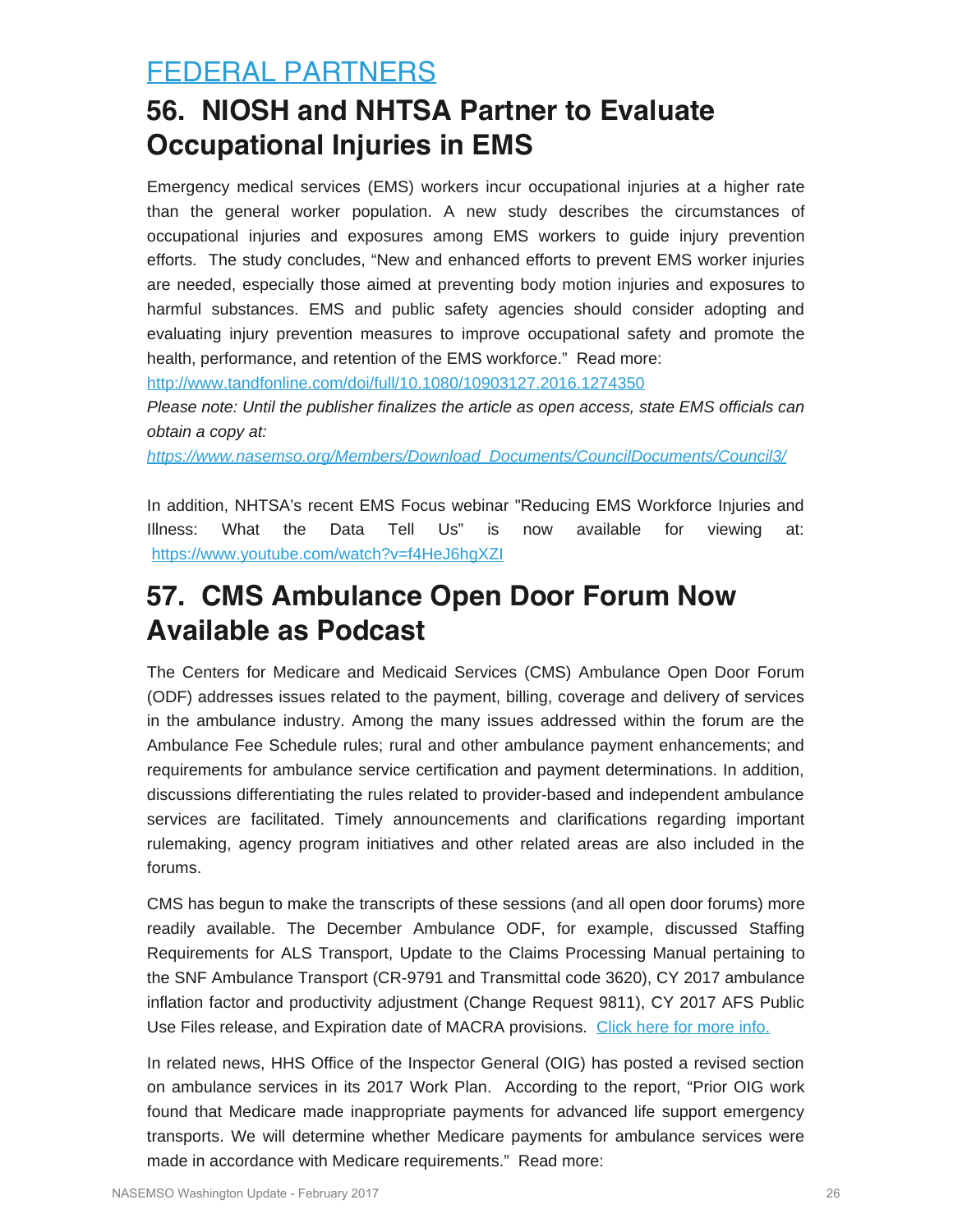# FEDERAL PARTNERS

## 56. NIOSH and NHTSA Partner to Evaluate Occupational Injuries in EMS

Emergency medical services (EMS) workers incur occupational injuries at a higher rate than the general worker population. A new study describes the circumstances of occupational injuries and exposures among EMS workers to guide injury prevention efforts. The study concludes, "New and enhanced efforts to prevent EMS worker injuries are needed, especially those aimed at preventing body motion injuries and exposures to harmful substances. EMS and public safety agencies should consider adopting and evaluating injury prevention measures to improve occupational safety and promote the health, performance, and retention of the EMS workforce." Read more: http://www.tandfonline.com/doi/full/10.1080/10903127.2016.1274350

*Please note: Until the publisher finalizes the article as open access, state EMS officials can obtain a copy at: https://www.nasemso.org/Members/Download_Documents/CouncilDocuments/Council3/*

In addition, NHTSA's recent EMS Focus webinar "Reducing EMS Workforce Injuries and Illness: What the Data Tell Us" is now available for viewing at: https://www.youtube.com/watch?v=f4HeJ6hgXZI

## 57. CMS Ambulance Open Door Forum Now Available as Podcast

The Centers for Medicare and Medicaid Services (CMS) Ambulance Open Door Forum (ODF) addresses issues related to the payment, billing, coverage and delivery of services in the ambulance industry. Among the many issues addressed within the forum are the Ambulance Fee Schedule rules; rural and other ambulance payment enhancements; and requirements for ambulance service certification and payment determinations. In addition, discussions differentiating the rules related to provider-based and independent ambulance services are facilitated. Timely announcements and clarifications regarding important rulemaking, agency program initiatives and other related areas are also included in the forums.

CMS has begun to make the transcripts of these sessions (and all open door forums) more readily available. The December Ambulance ODF, for example, discussed Staffing Requirements for ALS Transport, Update to the Claims Processing Manual pertaining to the SNF Ambulance Transport (CR-9791 and Transmittal code 3620), CY 2017 ambulance inflation factor and productivity adjustment (Change Request 9811), CY 2017 AFS Public Use Files release, and Expiration date of MACRA provisions. Click here for more info.

In related news, HHS Office of the Inspector General (OIG) has posted a revised section on ambulance services in its 2017 Work Plan. According to the report, "Prior OIG work found that Medicare made inappropriate payments for advanced life support emergency transports. We will determine whether Medicare payments for ambulance services were made in accordance with Medicare requirements." Read more: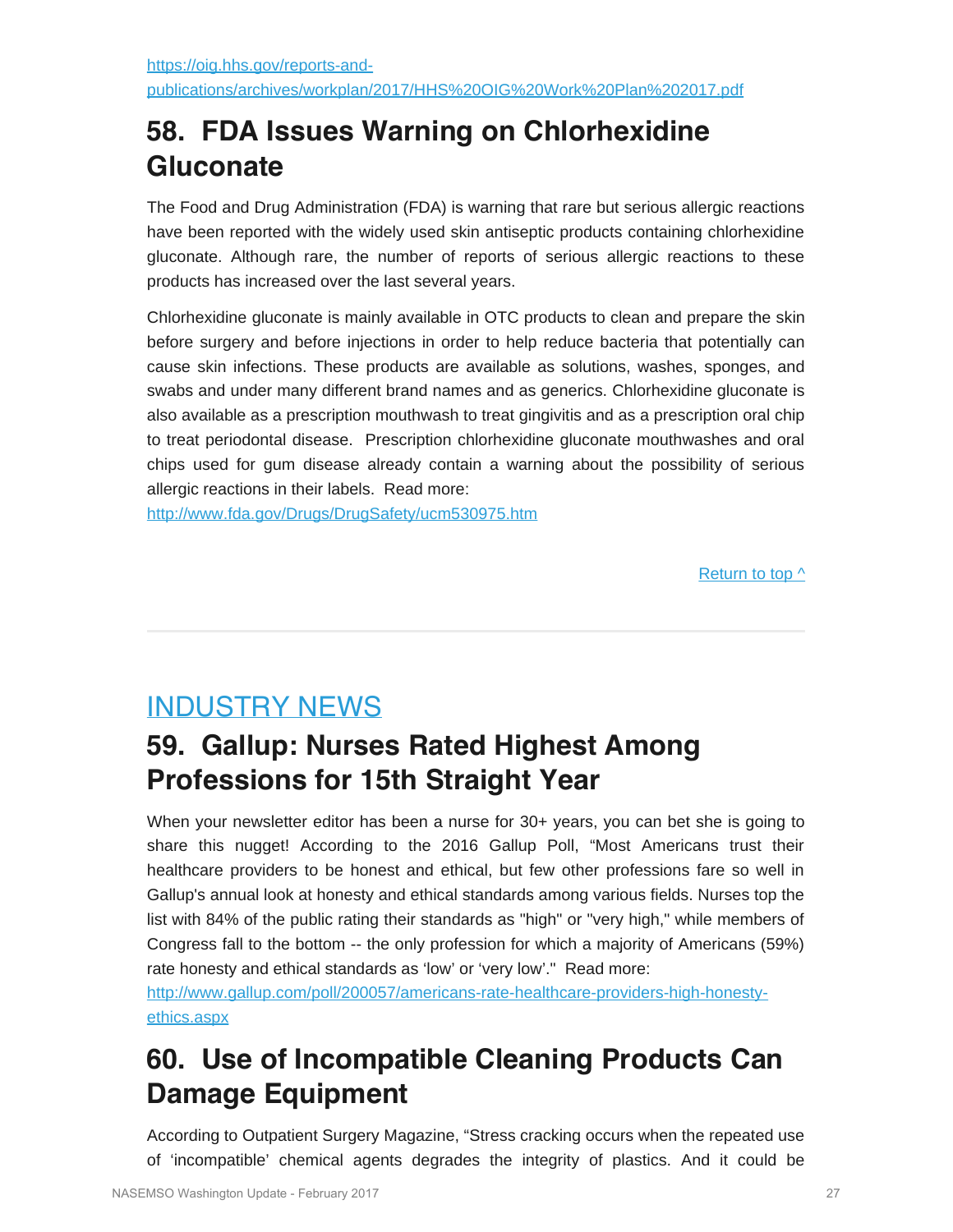https://oig.hhs.gov/reports-and-publications/archives/workplan/2017/HHS%20OIG%20Work%20Plan%202017.pdf

## 58. FDA Issues Warning on Chlorhexidine Gluconate

The Food and Drug Administration (FDA) is warning that rare but serious allergic reactions have been reported with the widely used skin antiseptic products containing chlorhexidine gluconate. Although rare, the number of reports of serious allergic reactions to these products has increased over the last several years.

Chlorhexidine gluconate is mainly available in OTC products to clean and prepare the skin before surgery and before injections in order to help reduce bacteria that potentially can cause skin infections. These products are available as solutions, washes, sponges, and swabs and under many different brand names and as generics. Chlorhexidine gluconate is also available as a prescription mouthwash to treat gingivitis and as a prescription oral chip to treat periodontal disease. Prescription chlorhexidine gluconate mouthwashes and oral chips used for gum disease already contain a warning about the possibility of serious allergic reactions in their labels. Read more:
http://www.fda.gov/Drugs/DrugSafety/ucm530975.htm

Return to top ^

---

# INDUSTRY NEWS

## 59. Gallup: Nurses Rated Highest Among Professions for 15th Straight Year

When your newsletter editor has been a nurse for 30+ years, you can bet she is going to share this nugget! According to the 2016 Gallup Poll, "Most Americans trust their healthcare providers to be honest and ethical, but few other professions fare so well in Gallup's annual look at honesty and ethical standards among various fields. Nurses top the list with 84% of the public rating their standards as "high" or "very high," while members of Congress fall to the bottom -- the only profession for which a majority of Americans (59%) rate honesty and ethical standards as 'low' or 'very low'." Read more:
http://www.gallup.com/poll/200057/americans-rate-healthcare-providers-high-honesty-ethics.aspx

## 60. Use of Incompatible Cleaning Products Can Damage Equipment

According to Outpatient Surgery Magazine, "Stress cracking occurs when the repeated use of 'incompatible' chemical agents degrades the integrity of plastics. And it could be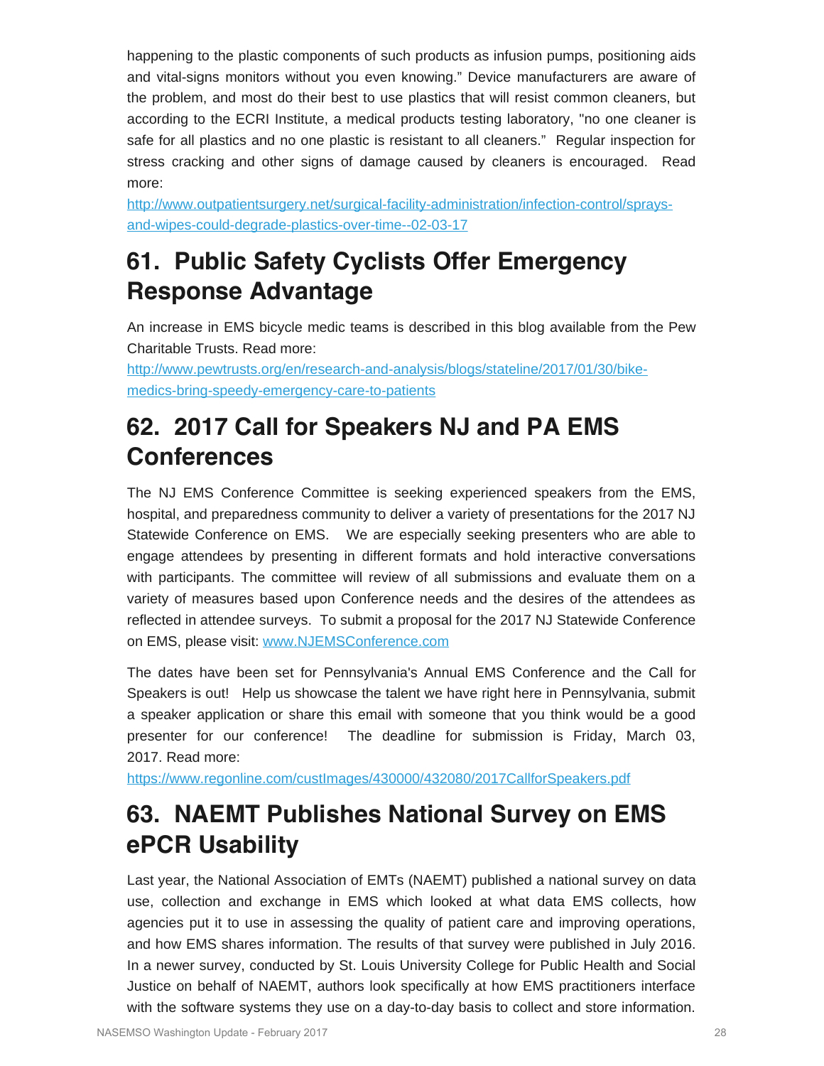happening to the plastic components of such products as infusion pumps, positioning aids and vital-signs monitors without you even knowing." Device manufacturers are aware of the problem, and most do their best to use plastics that will resist common cleaners, but according to the ECRI Institute, a medical products testing laboratory, "no one cleaner is safe for all plastics and no one plastic is resistant to all cleaners." Regular inspection for stress cracking and other signs of damage caused by cleaners is encouraged. Read more:
http://www.outpatientsurgery.net/surgical-facility-administration/infection-control/sprays-and-wipes-could-degrade-plastics-over-time--02-03-17

## 61. Public Safety Cyclists Offer Emergency Response Advantage

An increase in EMS bicycle medic teams is described in this blog available from the Pew Charitable Trusts. Read more:
http://www.pewtrusts.org/en/research-and-analysis/blogs/stateline/2017/01/30/bike-medics-bring-speedy-emergency-care-to-patients

## 62. 2017 Call for Speakers NJ and PA EMS Conferences

The NJ EMS Conference Committee is seeking experienced speakers from the EMS, hospital, and preparedness community to deliver a variety of presentations for the 2017 NJ Statewide Conference on EMS. We are especially seeking presenters who are able to engage attendees by presenting in different formats and hold interactive conversations with participants. The committee will review of all submissions and evaluate them on a variety of measures based upon Conference needs and the desires of the attendees as reflected in attendee surveys. To submit a proposal for the 2017 NJ Statewide Conference on EMS, please visit: www.NJEMSConference.com

The dates have been set for Pennsylvania's Annual EMS Conference and the Call for Speakers is out! Help us showcase the talent we have right here in Pennsylvania, submit a speaker application or share this email with someone that you think would be a good presenter for our conference! The deadline for submission is Friday, March 03, 2017. Read more:
https://www.regonline.com/custImages/430000/432080/2017CallforSpeakers.pdf

## 63. NAEMT Publishes National Survey on EMS ePCR Usability

Last year, the National Association of EMTs (NAEMT) published a national survey on data use, collection and exchange in EMS which looked at what data EMS collects, how agencies put it to use in assessing the quality of patient care and improving operations, and how EMS shares information. The results of that survey were published in July 2016. In a newer survey, conducted by St. Louis University College for Public Health and Social Justice on behalf of NAEMT, authors look specifically at how EMS practitioners interface with the software systems they use on a day-to-day basis to collect and store information.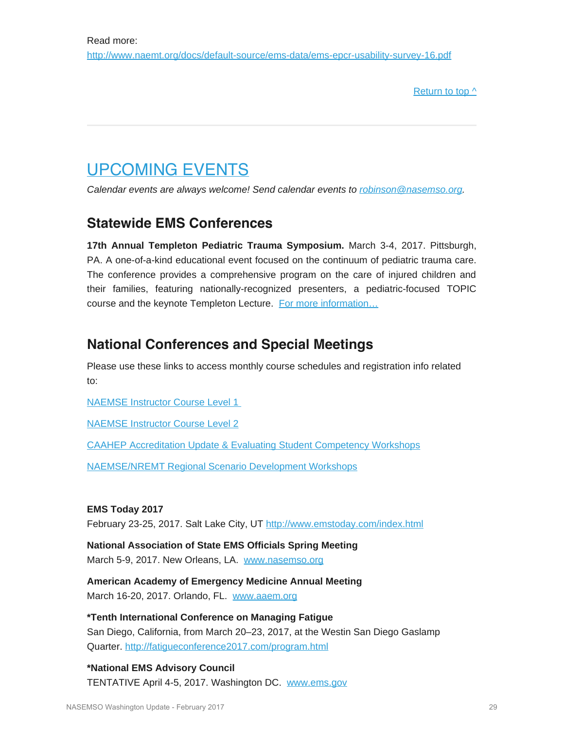Read more:
http://www.naemt.org/docs/default-source/ems-data/ems-epcr-usability-survey-16.pdf

Return to top ^

# UPCOMING EVENTS

*Calendar events are always welcome! Send calendar events to robinson@nasemso.org.*

## Statewide EMS Conferences

**17th Annual Templeton Pediatric Trauma Symposium.** March 3-4, 2017. Pittsburgh, PA. A one-of-a-kind educational event focused on the continuum of pediatric trauma care. The conference provides a comprehensive program on the care of injured children and their families, featuring nationally-recognized presenters, a pediatric-focused TOPIC course and the keynote Templeton Lecture. For more information…

## National Conferences and Special Meetings

Please use these links to access monthly course schedules and registration info related to:

NAEMSE Instructor Course Level 1

NAEMSE Instructor Course Level 2

CAAHEP Accreditation Update & Evaluating Student Competency Workshops

NAEMSE/NREMT Regional Scenario Development Workshops

**EMS Today 2017**
February 23-25, 2017. Salt Lake City, UT http://www.emstoday.com/index.html

**National Association of State EMS Officials Spring Meeting**
March 5-9, 2017. New Orleans, LA. www.nasemso.org

**American Academy of Emergency Medicine Annual Meeting**
March 16-20, 2017. Orlando, FL. www.aaem.org

**\*Tenth International Conference on Managing Fatigue**
San Diego, California, from March 20–23, 2017, at the Westin San Diego Gaslamp Quarter. http://fatigueconference2017.com/program.html

**\*National EMS Advisory Council**
TENTATIVE April 4-5, 2017. Washington DC. www.ems.gov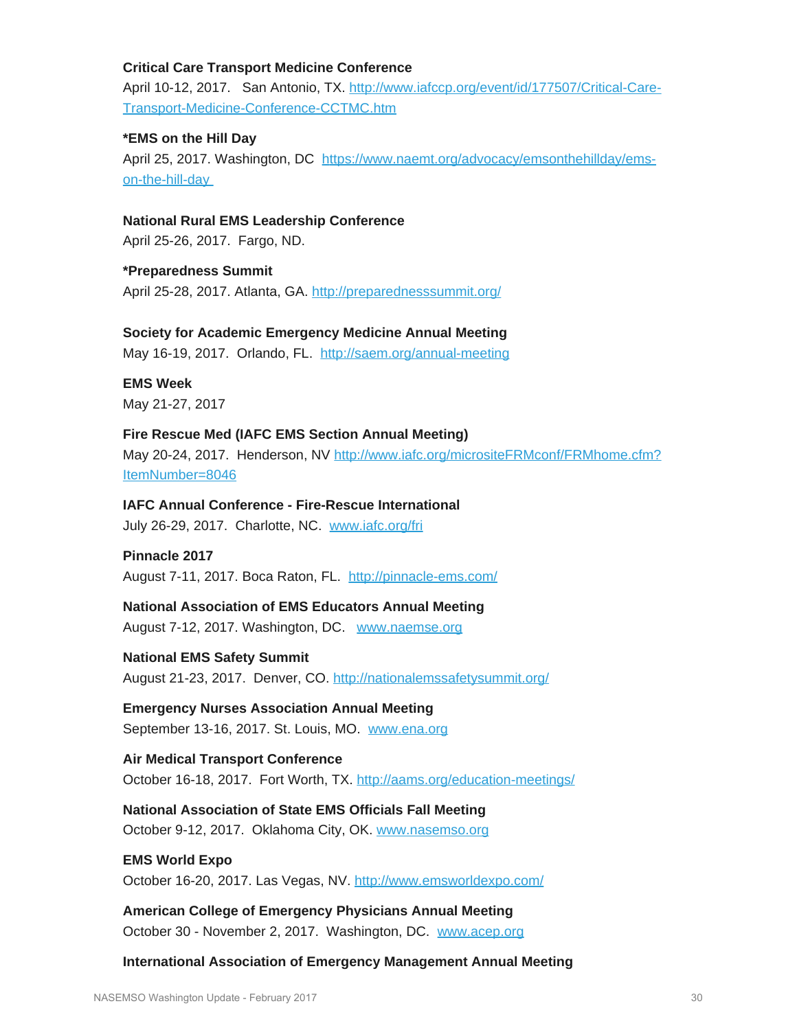**Critical Care Transport Medicine Conference**
April 10-12, 2017. San Antonio, TX. http://www.iafccp.org/event/id/177507/Critical-Care-Transport-Medicine-Conference-CCTMC.htm

***EMS on the Hill Day**
April 25, 2017. Washington, DC https://www.naemt.org/advocacy/emsonthehillday/ems-on-the-hill-day

**National Rural EMS Leadership Conference**
April 25-26, 2017. Fargo, ND.

***Preparedness Summit**
April 25-28, 2017. Atlanta, GA. http://preparednesssummit.org/

**Society for Academic Emergency Medicine Annual Meeting**
May 16-19, 2017. Orlando, FL. http://saem.org/annual-meeting

**EMS Week**
May 21-27, 2017

**Fire Rescue Med (IAFC EMS Section Annual Meeting)**
May 20-24, 2017. Henderson, NV http://www.iafc.org/micrositeFRMconf/FRMhome.cfm?ItemNumber=8046

**IAFC Annual Conference - Fire-Rescue International**
July 26-29, 2017. Charlotte, NC. www.iafc.org/fri

**Pinnacle 2017**
August 7-11, 2017. Boca Raton, FL. http://pinnacle-ems.com/

**National Association of EMS Educators Annual Meeting**
August 7-12, 2017. Washington, DC. www.naemse.org

**National EMS Safety Summit**
August 21-23, 2017. Denver, CO. http://nationalemssafetysummit.org/

**Emergency Nurses Association Annual Meeting**
September 13-16, 2017. St. Louis, MO. www.ena.org

**Air Medical Transport Conference**
October 16-18, 2017. Fort Worth, TX. http://aams.org/education-meetings/

**National Association of State EMS Officials Fall Meeting**
October 9-12, 2017. Oklahoma City, OK. www.nasemso.org

**EMS World Expo**
October 16-20, 2017. Las Vegas, NV. http://www.emsworldexpo.com/

**American College of Emergency Physicians Annual Meeting**
October 30 - November 2, 2017. Washington, DC. www.acep.org

**International Association of Emergency Management Annual Meeting**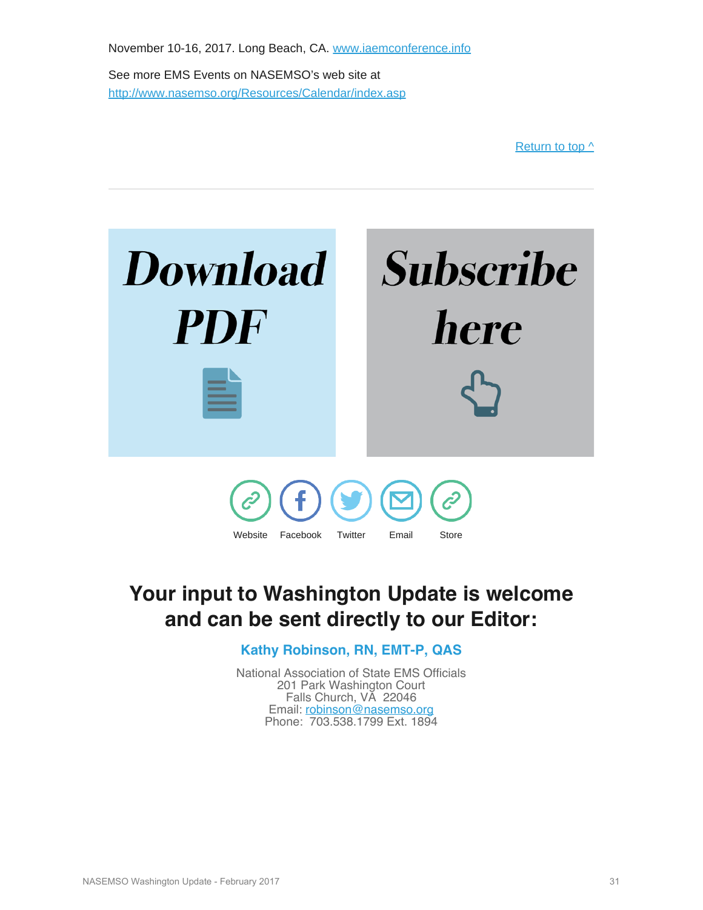November 10-16, 2017. Long Beach, CA. www.iaemconference.info

See more EMS Events on NASEMSO's web site at
http://www.nasemso.org/Resources/Calendar/index.asp

Return to top ^

---

**Download PDF**

**Subscribe here**

Website Facebook Twitter Email Store

## Your input to Washington Update is welcome and can be sent directly to our Editor:

**Kathy Robinson, RN, EMT-P, QAS**

National Association of State EMS Officials
201 Park Washington Court
Falls Church, VA 22046
Email: robinson@nasemso.org
Phone: 703.538.1799 Ext. 1894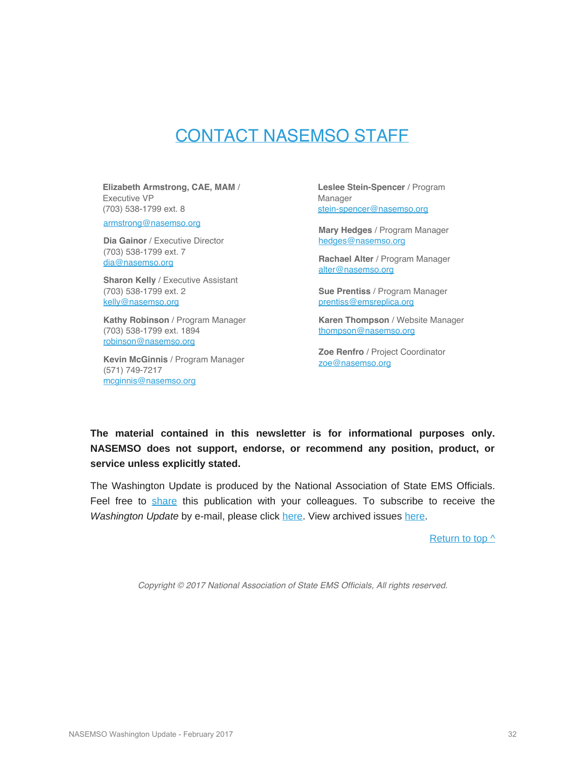# CONTACT NASEMSO STAFF

**Elizabeth Armstrong, CAE, MAM** / Executive VP
(703) 538-1799 ext. 8
armstrong@nasemso.org

**Dia Gainor** / Executive Director
(703) 538-1799 ext. 7
dia@nasemso.org

**Sharon Kelly** / Executive Assistant
(703) 538-1799 ext. 2
kelly@nasemso.org

**Kathy Robinson** / Program Manager
(703) 538-1799 ext. 1894
robinson@nasemso.org

**Kevin McGinnis** / Program Manager
(571) 749-7217
mcginnis@nasemso.org

**Leslee Stein-Spencer** / Program Manager
stein-spencer@nasemso.org

**Mary Hedges** / Program Manager
hedges@nasemso.org

**Rachael Alter** / Program Manager
alter@nasemso.org

**Sue Prentiss** / Program Manager
prentiss@emsreplica.org

**Karen Thompson** / Website Manager
thompson@nasemso.org

**Zoe Renfro** / Project Coordinator
zoe@nasemso.org

**The material contained in this newsletter is for informational purposes only. NASEMSO does not support, endorse, or recommend any position, product, or service unless explicitly stated.**

The Washington Update is produced by the National Association of State EMS Officials. Feel free to share this publication with your colleagues. To subscribe to receive the *Washington Update* by e-mail, please click here. View archived issues here.

Return to top ^

*Copyright © 2017 National Association of State EMS Officials, All rights reserved.*